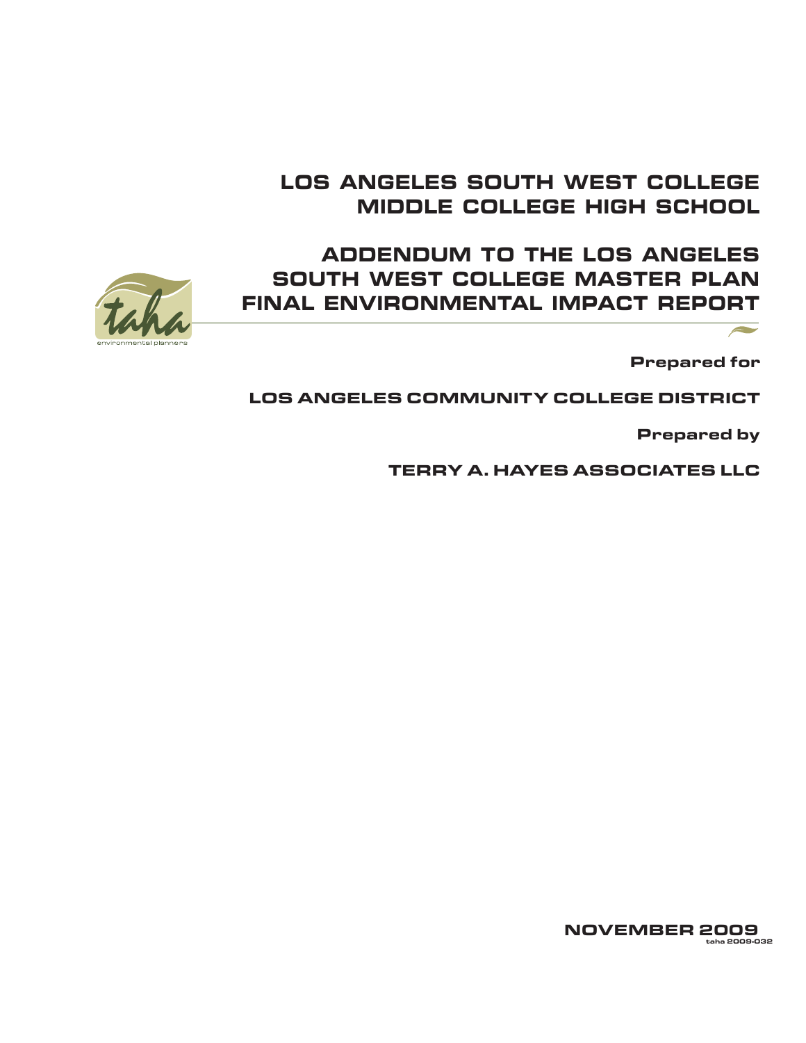# LOS ANGELES SOUTH WEST COLLEGE MIDDLE COLLEGE HIGH SCHOOL

# ADDENDUM TO THE LOS ANGELES SOUTH WEST COLLEGE MASTER PLAN FINAL ENVIRONMENTAL IMPACT REPORT

taha

environmental planners

**Prepared for**

**LOS ANGELES COMMUNITY COLLEGE DISTRICT**

**Prepared by**

**TERRY A. HAYES ASSOCIATES LLC**

**NOVEMBER 2009**

taha 2009-032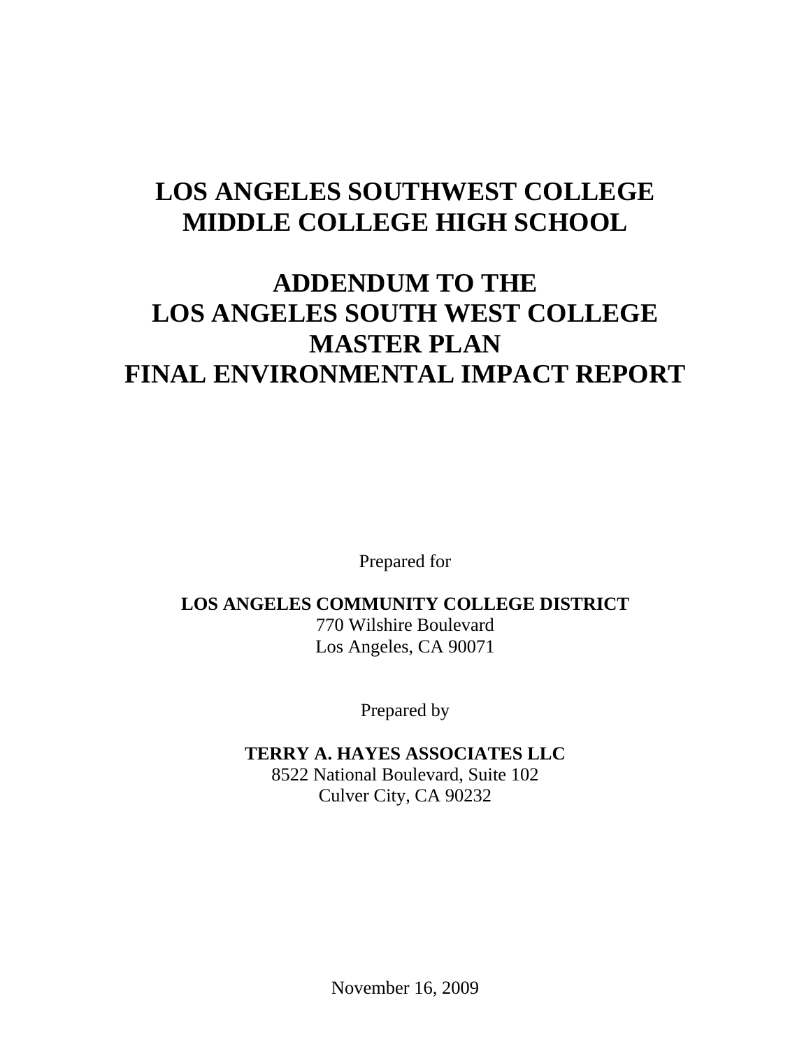# LOS ANGELES SOUTHWEST COLLEGE MIDDLE COLLEGE HIGH SCHOOL

# ADDENDUM TO THE LOS ANGELES SOUTH WEST COLLEGE MASTER PLAN FINAL ENVIRONMENTAL IMPACT REPORT

Prepared for

**LOS ANGELES COMMUNITY COLLEGE DISTRICT**
770 Wilshire Boulevard
Los Angeles, CA 90071

Prepared by

**TERRY A. HAYES ASSOCIATES LLC**
8522 National Boulevard, Suite 102
Culver City, CA 90232

November 16, 2009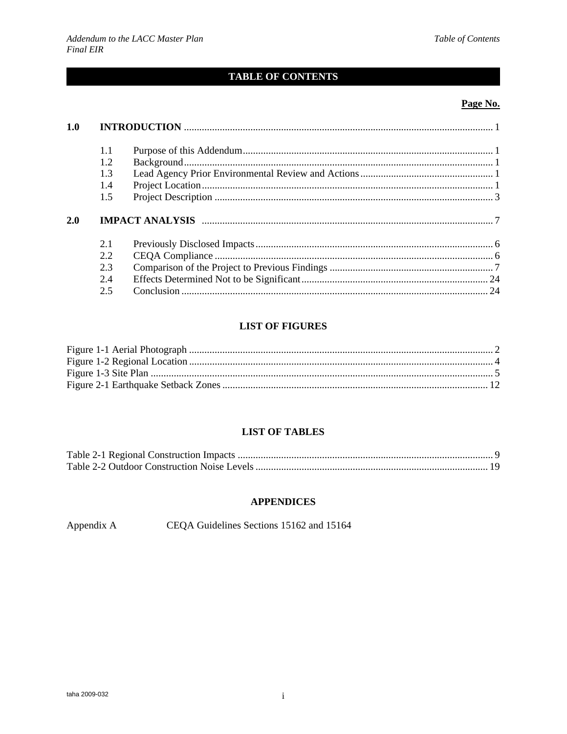# TABLE OF CONTENTS

| | | Page No. |
|---|---|---|
| **1.0** | **INTRODUCTION** | 1 |
| 1.1 | Purpose of this Addendum | 1 |
| 1.2 | Background | 1 |
| 1.3 | Lead Agency Prior Environmental Review and Actions | 1 |
| 1.4 | Project Location | 1 |
| 1.5 | Project Description | 3 |
| **2.0** | **IMPACT ANALYSIS** | 7 |
| 2.1 | Previously Disclosed Impacts | 6 |
| 2.2 | CEQA Compliance | 6 |
| 2.3 | Comparison of the Project to Previous Findings | 7 |
| 2.4 | Effects Determined Not to be Significant | 24 |
| 2.5 | Conclusion | 24 |

## LIST OF FIGURES

| | |
|---|---|
| Figure 1-1 Aerial Photograph | 2 |
| Figure 1-2 Regional Location | 4 |
| Figure 1-3 Site Plan | 5 |
| Figure 2-1 Earthquake Setback Zones | 12 |

## LIST OF TABLES

| | |
|---|---|
| Table 2-1 Regional Construction Impacts | 9 |
| Table 2-2 Outdoor Construction Noise Levels | 19 |

## APPENDICES

Appendix A CEQA Guidelines Sections 15162 and 15164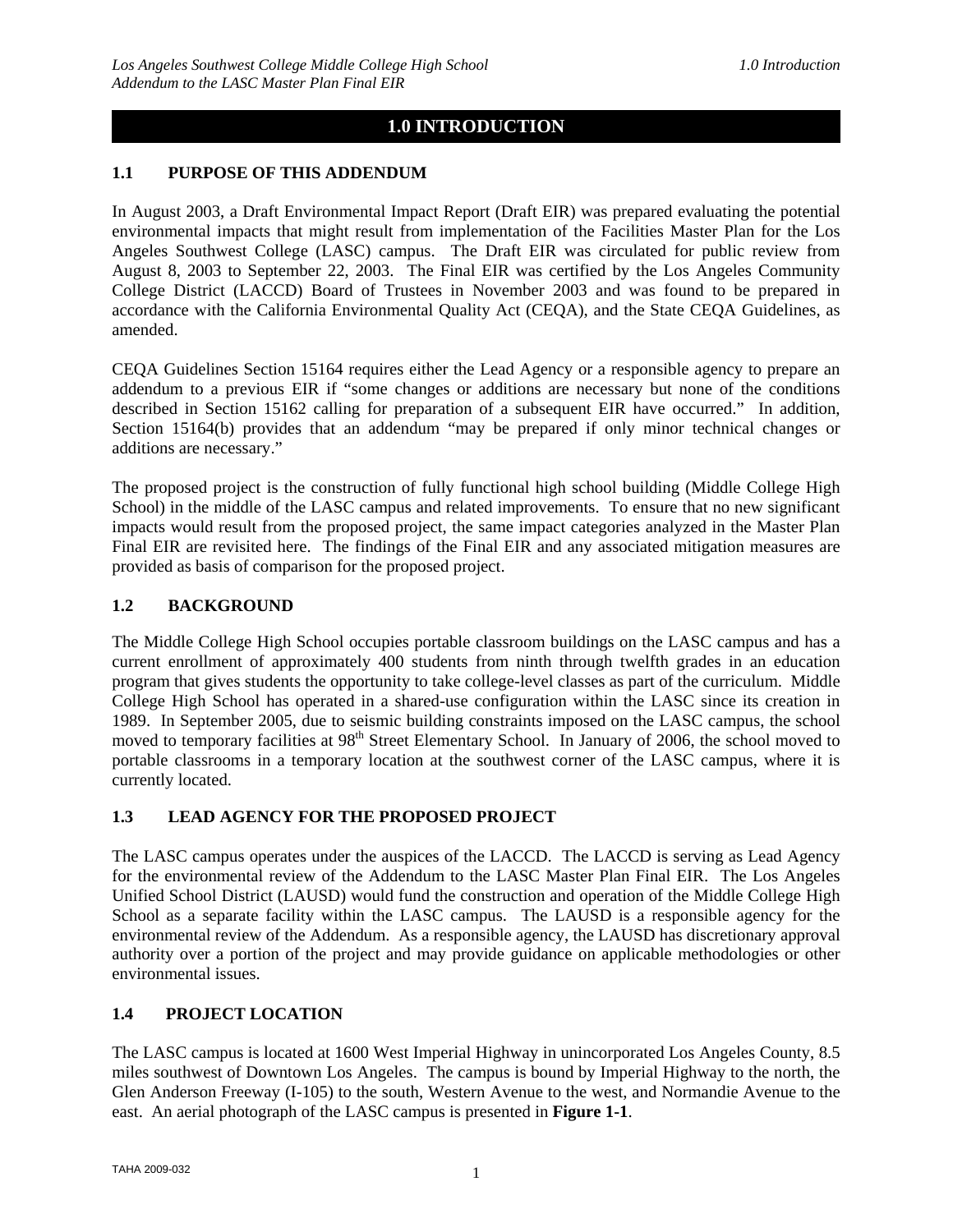# 1.0 INTRODUCTION

## 1.1 PURPOSE OF THIS ADDENDUM

In August 2003, a Draft Environmental Impact Report (Draft EIR) was prepared evaluating the potential environmental impacts that might result from implementation of the Facilities Master Plan for the Los Angeles Southwest College (LASC) campus. The Draft EIR was circulated for public review from August 8, 2003 to September 22, 2003. The Final EIR was certified by the Los Angeles Community College District (LACCD) Board of Trustees in November 2003 and was found to be prepared in accordance with the California Environmental Quality Act (CEQA), and the State CEQA Guidelines, as amended.

CEQA Guidelines Section 15164 requires either the Lead Agency or a responsible agency to prepare an addendum to a previous EIR if "some changes or additions are necessary but none of the conditions described in Section 15162 calling for preparation of a subsequent EIR have occurred." In addition, Section 15164(b) provides that an addendum "may be prepared if only minor technical changes or additions are necessary."

The proposed project is the construction of fully functional high school building (Middle College High School) in the middle of the LASC campus and related improvements. To ensure that no new significant impacts would result from the proposed project, the same impact categories analyzed in the Master Plan Final EIR are revisited here. The findings of the Final EIR and any associated mitigation measures are provided as basis of comparison for the proposed project.

## 1.2 BACKGROUND

The Middle College High School occupies portable classroom buildings on the LASC campus and has a current enrollment of approximately 400 students from ninth through twelfth grades in an education program that gives students the opportunity to take college-level classes as part of the curriculum. Middle College High School has operated in a shared-use configuration within the LASC since its creation in 1989. In September 2005, due to seismic building constraints imposed on the LASC campus, the school moved to temporary facilities at 98th Street Elementary School. In January of 2006, the school moved to portable classrooms in a temporary location at the southwest corner of the LASC campus, where it is currently located.

## 1.3 LEAD AGENCY FOR THE PROPOSED PROJECT

The LASC campus operates under the auspices of the LACCD. The LACCD is serving as Lead Agency for the environmental review of the Addendum to the LASC Master Plan Final EIR. The Los Angeles Unified School District (LAUSD) would fund the construction and operation of the Middle College High School as a separate facility within the LASC campus. The LAUSD is a responsible agency for the environmental review of the Addendum. As a responsible agency, the LAUSD has discretionary approval authority over a portion of the project and may provide guidance on applicable methodologies or other environmental issues.

## 1.4 PROJECT LOCATION

The LASC campus is located at 1600 West Imperial Highway in unincorporated Los Angeles County, 8.5 miles southwest of Downtown Los Angeles. The campus is bound by Imperial Highway to the north, the Glen Anderson Freeway (I-105) to the south, Western Avenue to the west, and Normandie Avenue to the east. An aerial photograph of the LASC campus is presented in **Figure 1-1**.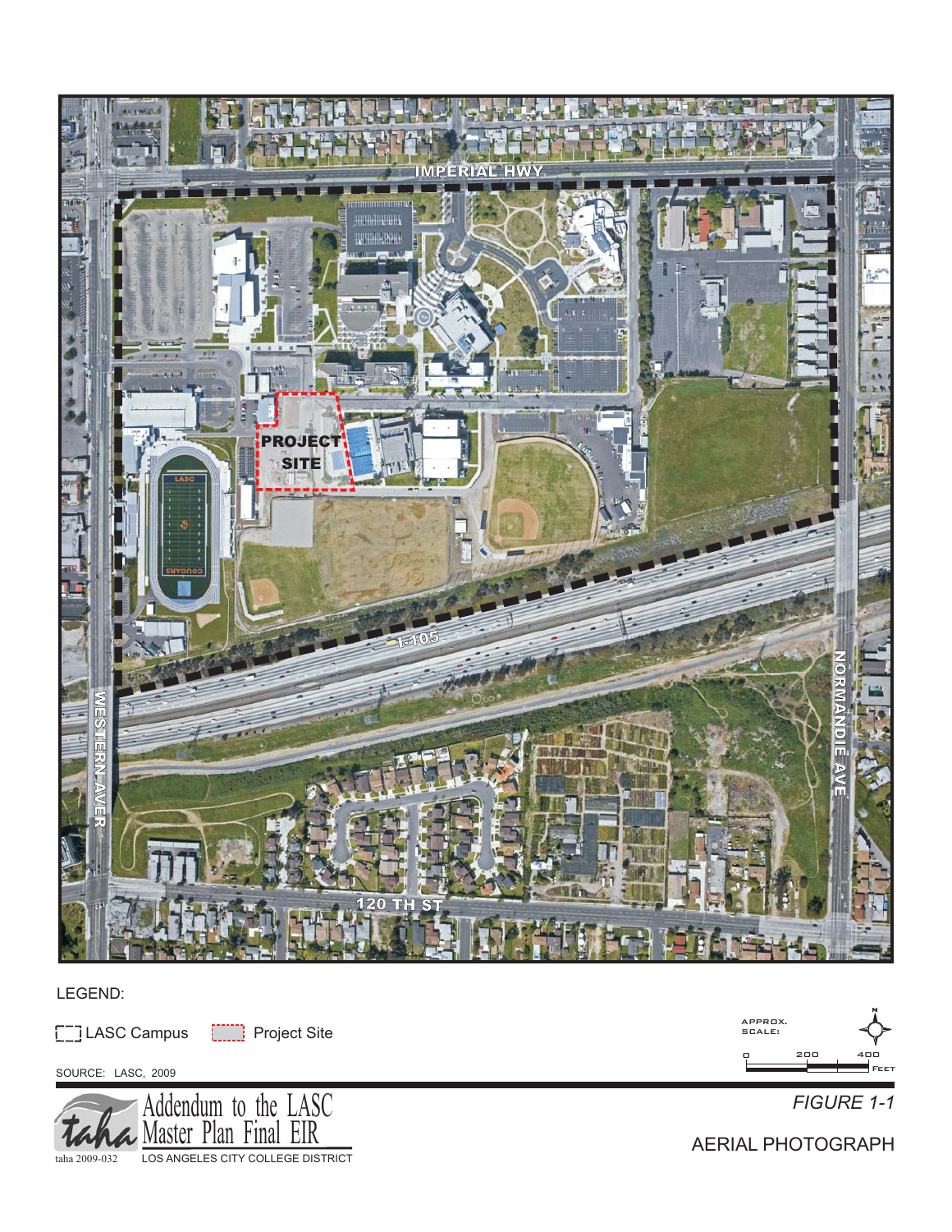IMPERIAL HWY

PROJECT SITE

I-105

WESTERN AVE R

NORMANDIE AVE

120 TH ST

LEGEND:

LASC Campus

Project Site

SOURCE: LASC, 2009

APPROX. SCALE:

0 200 400 FEET

N

taha

Addendum to the LASC Master Plan Final EIR

LOS ANGELES CITY COLLEGE DISTRICT

taha 2009-032

*FIGURE 1-1*

AERIAL PHOTOGRAPH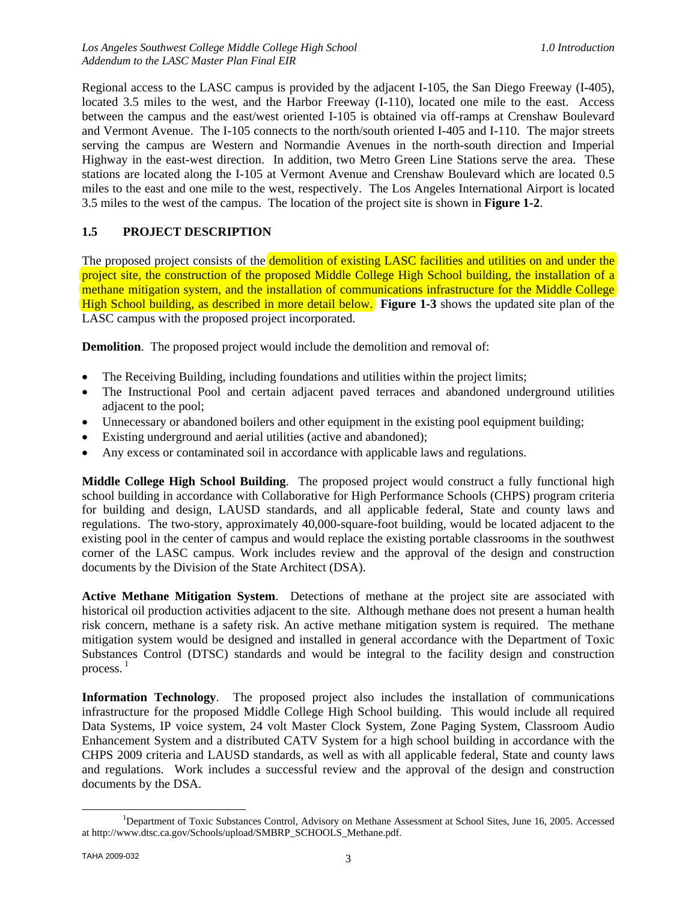Regional access to the LASC campus is provided by the adjacent I-105, the San Diego Freeway (I-405), located 3.5 miles to the west, and the Harbor Freeway (I-110), located one mile to the east. Access between the campus and the east/west oriented I-105 is obtained via off-ramps at Crenshaw Boulevard and Vermont Avenue. The I-105 connects to the north/south oriented I-405 and I-110. The major streets serving the campus are Western and Normandie Avenues in the north-south direction and Imperial Highway in the east-west direction. In addition, two Metro Green Line Stations serve the area. These stations are located along the I-105 at Vermont Avenue and Crenshaw Boulevard which are located 0.5 miles to the east and one mile to the west, respectively. The Los Angeles International Airport is located 3.5 miles to the west of the campus. The location of the project site is shown in **Figure 1-2**.

## 1.5 PROJECT DESCRIPTION

The proposed project consists of the demolition of existing LASC facilities and utilities on and under the project site, the construction of the proposed Middle College High School building, the installation of a methane mitigation system, and the installation of communications infrastructure for the Middle College High School building, as described in more detail below. **Figure 1-3** shows the updated site plan of the LASC campus with the proposed project incorporated.

**Demolition**. The proposed project would include the demolition and removal of:

- The Receiving Building, including foundations and utilities within the project limits;
- The Instructional Pool and certain adjacent paved terraces and abandoned underground utilities adjacent to the pool;
- Unnecessary or abandoned boilers and other equipment in the existing pool equipment building;
- Existing underground and aerial utilities (active and abandoned);
- Any excess or contaminated soil in accordance with applicable laws and regulations.

**Middle College High School Building**. The proposed project would construct a fully functional high school building in accordance with Collaborative for High Performance Schools (CHPS) program criteria for building and design, LAUSD standards, and all applicable federal, State and county laws and regulations. The two-story, approximately 40,000-square-foot building, would be located adjacent to the existing pool in the center of campus and would replace the existing portable classrooms in the southwest corner of the LASC campus. Work includes review and the approval of the design and construction documents by the Division of the State Architect (DSA).

**Active Methane Mitigation System**. Detections of methane at the project site are associated with historical oil production activities adjacent to the site. Although methane does not present a human health risk concern, methane is a safety risk. An active methane mitigation system is required. The methane mitigation system would be designed and installed in general accordance with the Department of Toxic Substances Control (DTSC) standards and would be integral to the facility design and construction process. [1]

**Information Technology**. The proposed project also includes the installation of communications infrastructure for the proposed Middle College High School building. This would include all required Data Systems, IP voice system, 24 volt Master Clock System, Zone Paging System, Classroom Audio Enhancement System and a distributed CATV System for a high school building in accordance with the CHPS 2009 criteria and LAUSD standards, as well as with all applicable federal, State and county laws and regulations. Work includes a successful review and the approval of the design and construction documents by the DSA.

---

[1] Department of Toxic Substances Control, Advisory on Methane Assessment at School Sites, June 16, 2005. Accessed at http://www.dtsc.ca.gov/Schools/upload/SMBRP_SCHOOLS_Methane.pdf.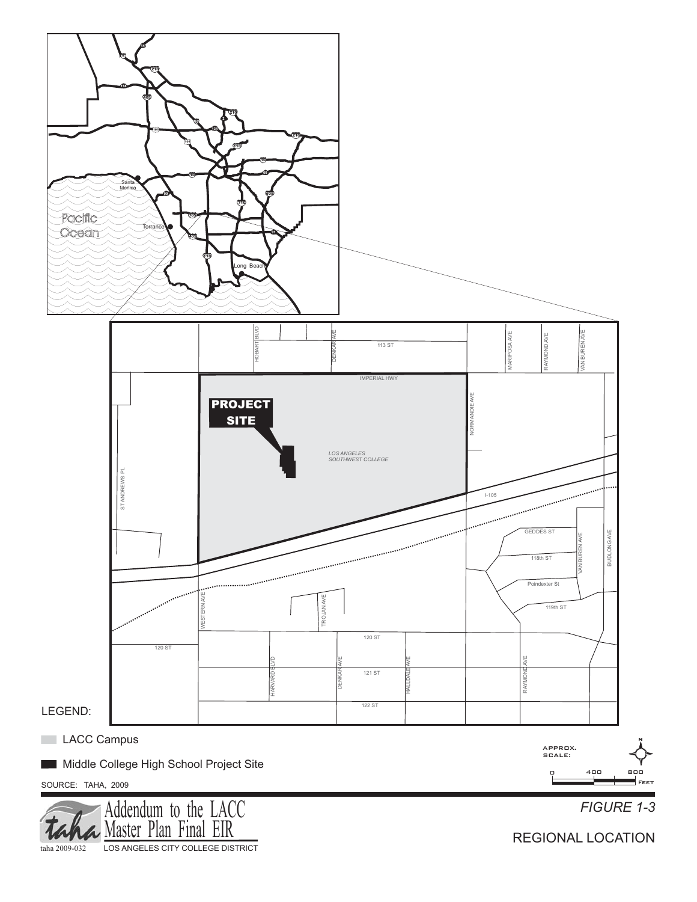LEGEND:

- LACC Campus
- Middle College High School Project Site

SOURCE: TAHA, 2009

APPROX. SCALE: 0 400 800 FEET

Addendum to the LACC Master Plan Final EIR

taha 2009-032 LOS ANGELES CITY COLLEGE DISTRICT

*FIGURE 1-3*

REGIONAL LOCATION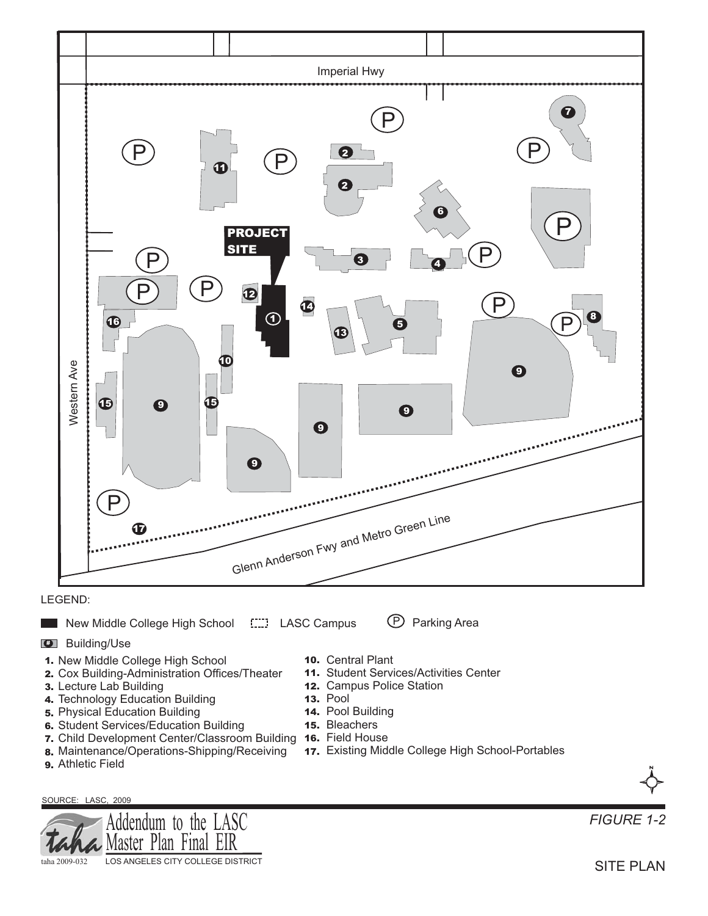Imperial Hwy

Western Ave

Glenn Anderson Fwy and Metro Green Line

PROJECT SITE

LEGEND:

New Middle College High School   LASC Campus   (P) Parking Area

(#) Building/Use

1. New Middle College High School
2. Cox Building-Administration Offices/Theater
3. Lecture Lab Building
4. Technology Education Building
5. Physical Education Building
6. Student Services/Education Building
7. Child Development Center/Classroom Building
8. Maintenance/Operations-Shipping/Receiving
9. Athletic Field
10. Central Plant
11. Student Services/Activities Center
12. Campus Police Station
13. Pool
14. Pool Building
15. Bleachers
16. Field House
17. Existing Middle College High School-Portables

SOURCE: LASC, 2009

Addendum to the LASC Master Plan Final EIR

taha 2009-032   LOS ANGELES CITY COLLEGE DISTRICT

*FIGURE 1-2*

SITE PLAN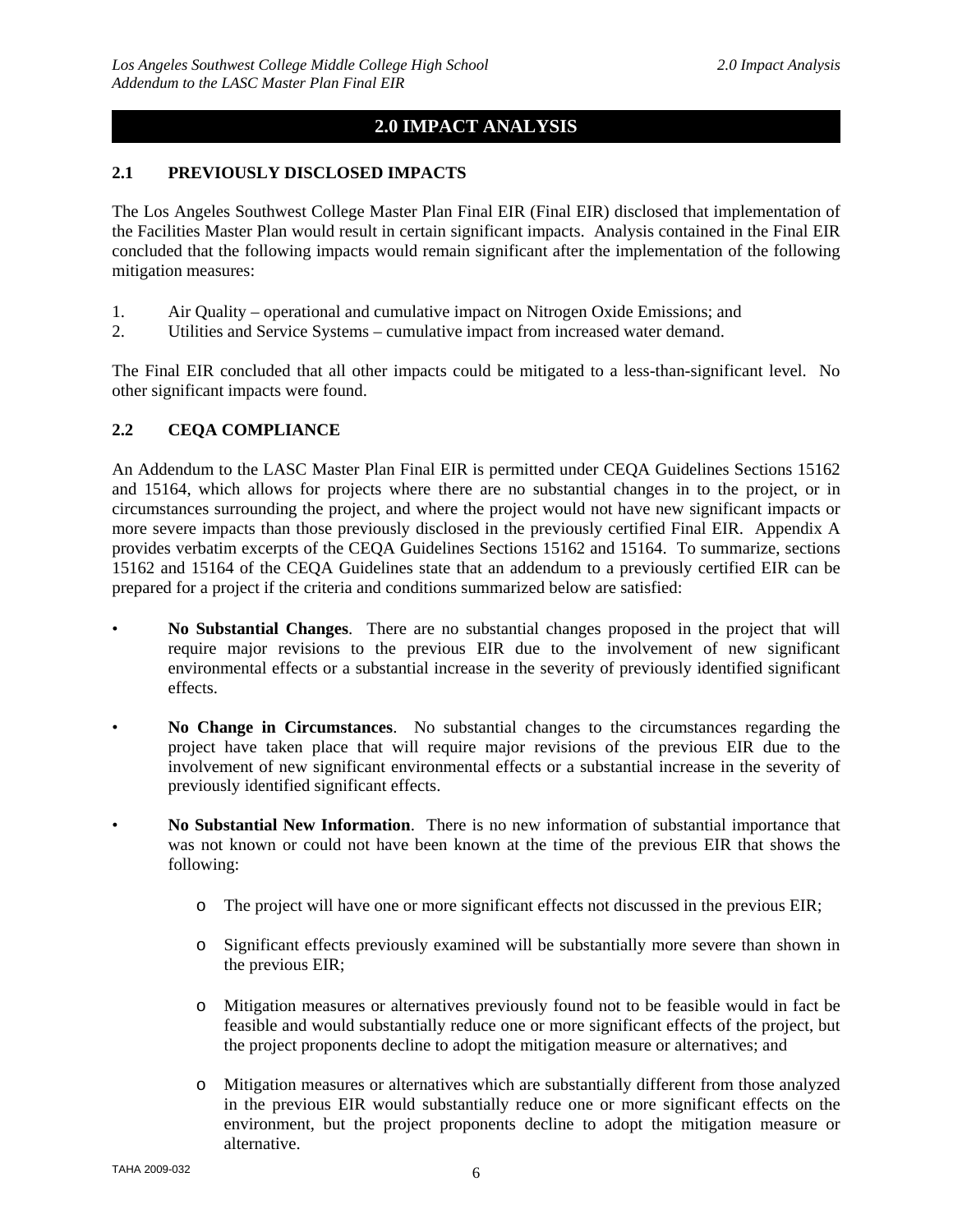# 2.0 IMPACT ANALYSIS

## 2.1 PREVIOUSLY DISCLOSED IMPACTS

The Los Angeles Southwest College Master Plan Final EIR (Final EIR) disclosed that implementation of the Facilities Master Plan would result in certain significant impacts. Analysis contained in the Final EIR concluded that the following impacts would remain significant after the implementation of the following mitigation measures:

1. Air Quality – operational and cumulative impact on Nitrogen Oxide Emissions; and
2. Utilities and Service Systems – cumulative impact from increased water demand.

The Final EIR concluded that all other impacts could be mitigated to a less-than-significant level. No other significant impacts were found.

## 2.2 CEQA COMPLIANCE

An Addendum to the LASC Master Plan Final EIR is permitted under CEQA Guidelines Sections 15162 and 15164, which allows for projects where there are no substantial changes in to the project, or in circumstances surrounding the project, and where the project would not have new significant impacts or more severe impacts than those previously disclosed in the previously certified Final EIR. Appendix A provides verbatim excerpts of the CEQA Guidelines Sections 15162 and 15164. To summarize, sections 15162 and 15164 of the CEQA Guidelines state that an addendum to a previously certified EIR can be prepared for a project if the criteria and conditions summarized below are satisfied:

- **No Substantial Changes**. There are no substantial changes proposed in the project that will require major revisions to the previous EIR due to the involvement of new significant environmental effects or a substantial increase in the severity of previously identified significant effects.

- **No Change in Circumstances**. No substantial changes to the circumstances regarding the project have taken place that will require major revisions of the previous EIR due to the involvement of new significant environmental effects or a substantial increase in the severity of previously identified significant effects.

- **No Substantial New Information**. There is no new information of substantial importance that was not known or could not have been known at the time of the previous EIR that shows the following:

    - The project will have one or more significant effects not discussed in the previous EIR;

    - Significant effects previously examined will be substantially more severe than shown in the previous EIR;

    - Mitigation measures or alternatives previously found not to be feasible would in fact be feasible and would substantially reduce one or more significant effects of the project, but the project proponents decline to adopt the mitigation measure or alternatives; and

    - Mitigation measures or alternatives which are substantially different from those analyzed in the previous EIR would substantially reduce one or more significant effects on the environment, but the project proponents decline to adopt the mitigation measure or alternative.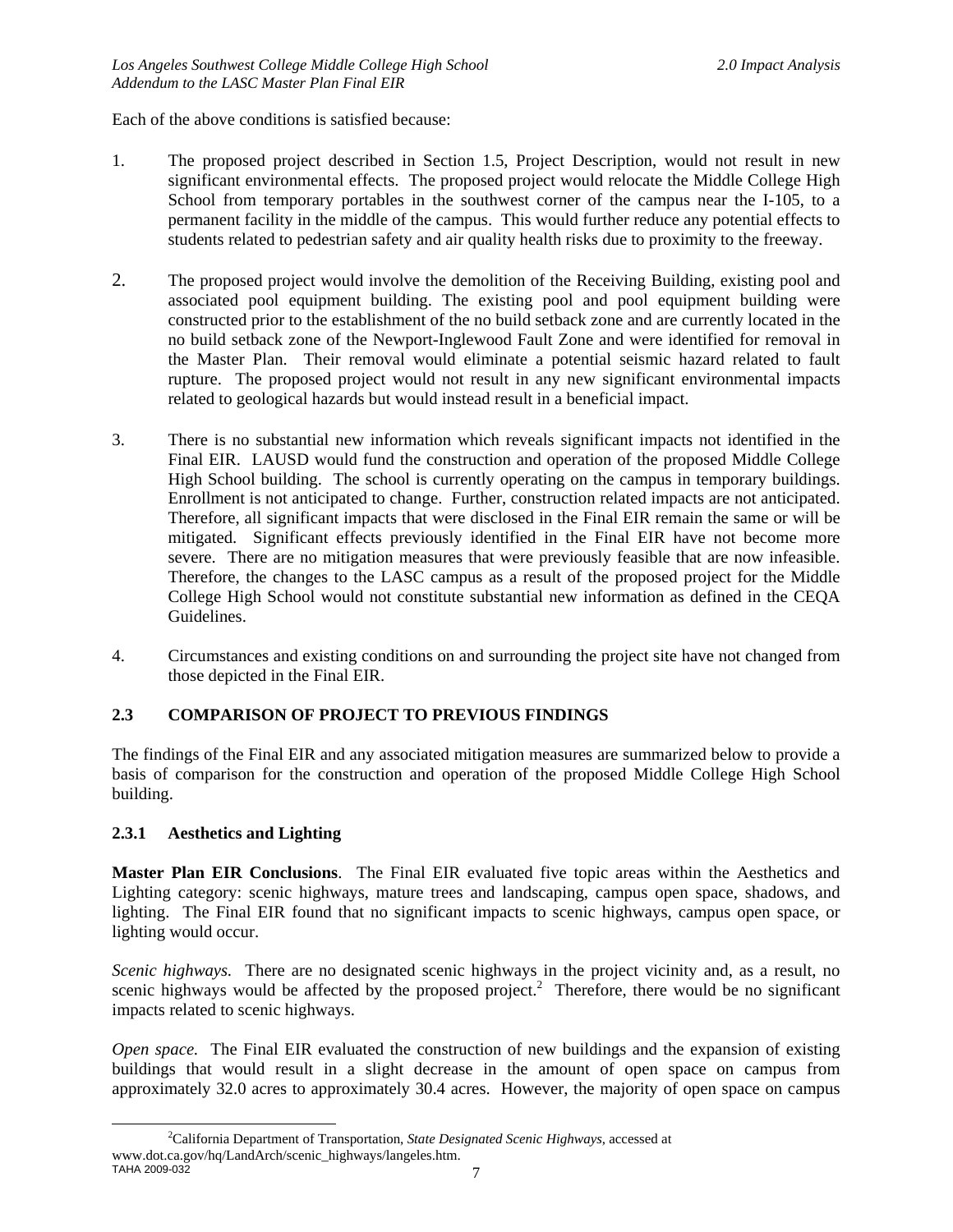Each of the above conditions is satisfied because:

1. The proposed project described in Section 1.5, Project Description, would not result in new significant environmental effects. The proposed project would relocate the Middle College High School from temporary portables in the southwest corner of the campus near the I-105, to a permanent facility in the middle of the campus. This would further reduce any potential effects to students related to pedestrian safety and air quality health risks due to proximity to the freeway.

2. The proposed project would involve the demolition of the Receiving Building, existing pool and associated pool equipment building. The existing pool and pool equipment building were constructed prior to the establishment of the no build setback zone and are currently located in the no build setback zone of the Newport-Inglewood Fault Zone and were identified for removal in the Master Plan. Their removal would eliminate a potential seismic hazard related to fault rupture. The proposed project would not result in any new significant environmental impacts related to geological hazards but would instead result in a beneficial impact.

3. There is no substantial new information which reveals significant impacts not identified in the Final EIR. LAUSD would fund the construction and operation of the proposed Middle College High School building. The school is currently operating on the campus in temporary buildings. Enrollment is not anticipated to change. Further, construction related impacts are not anticipated. Therefore, all significant impacts that were disclosed in the Final EIR remain the same or will be mitigated. Significant effects previously identified in the Final EIR have not become more severe. There are no mitigation measures that were previously feasible that are now infeasible. Therefore, the changes to the LASC campus as a result of the proposed project for the Middle College High School would not constitute substantial new information as defined in the CEQA Guidelines.

4. Circumstances and existing conditions on and surrounding the project site have not changed from those depicted in the Final EIR.

## 2.3 COMPARISON OF PROJECT TO PREVIOUS FINDINGS

The findings of the Final EIR and any associated mitigation measures are summarized below to provide a basis of comparison for the construction and operation of the proposed Middle College High School building.

### 2.3.1 Aesthetics and Lighting

**Master Plan EIR Conclusions**. The Final EIR evaluated five topic areas within the Aesthetics and Lighting category: scenic highways, mature trees and landscaping, campus open space, shadows, and lighting. The Final EIR found that no significant impacts to scenic highways, campus open space, or lighting would occur.

*Scenic highways.* There are no designated scenic highways in the project vicinity and, as a result, no scenic highways would be affected by the proposed project.[2] Therefore, there would be no significant impacts related to scenic highways.

*Open space.* The Final EIR evaluated the construction of new buildings and the expansion of existing buildings that would result in a slight decrease in the amount of open space on campus from approximately 32.0 acres to approximately 30.4 acres. However, the majority of open space on campus

[2] California Department of Transportation, *State Designated Scenic Highways*, accessed at www.dot.ca.gov/hq/LandArch/scenic_highways/langeles.htm.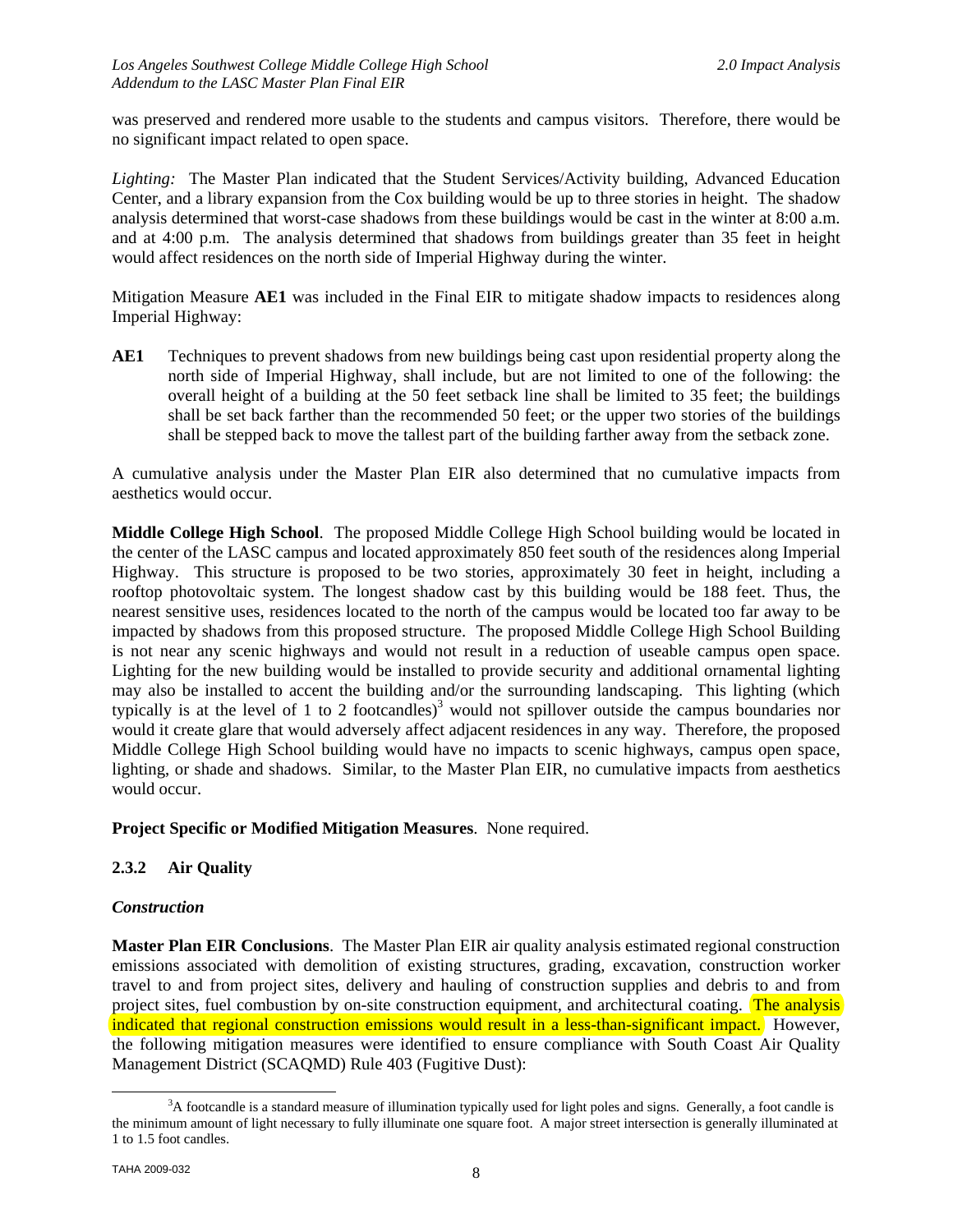was preserved and rendered more usable to the students and campus visitors. Therefore, there would be no significant impact related to open space.

*Lighting:* The Master Plan indicated that the Student Services/Activity building, Advanced Education Center, and a library expansion from the Cox building would be up to three stories in height. The shadow analysis determined that worst-case shadows from these buildings would be cast in the winter at 8:00 a.m. and at 4:00 p.m. The analysis determined that shadows from buildings greater than 35 feet in height would affect residences on the north side of Imperial Highway during the winter.

Mitigation Measure **AE1** was included in the Final EIR to mitigate shadow impacts to residences along Imperial Highway:

**AE1** Techniques to prevent shadows from new buildings being cast upon residential property along the north side of Imperial Highway, shall include, but are not limited to one of the following: the overall height of a building at the 50 feet setback line shall be limited to 35 feet; the buildings shall be set back farther than the recommended 50 feet; or the upper two stories of the buildings shall be stepped back to move the tallest part of the building farther away from the setback zone.

A cumulative analysis under the Master Plan EIR also determined that no cumulative impacts from aesthetics would occur.

**Middle College High School**. The proposed Middle College High School building would be located in the center of the LASC campus and located approximately 850 feet south of the residences along Imperial Highway. This structure is proposed to be two stories, approximately 30 feet in height, including a rooftop photovoltaic system. The longest shadow cast by this building would be 188 feet. Thus, the nearest sensitive uses, residences located to the north of the campus would be located too far away to be impacted by shadows from this proposed structure. The proposed Middle College High School Building is not near any scenic highways and would not result in a reduction of useable campus open space. Lighting for the new building would be installed to provide security and additional ornamental lighting may also be installed to accent the building and/or the surrounding landscaping. This lighting (which typically is at the level of 1 to 2 footcandles)[3] would not spillover outside the campus boundaries nor would it create glare that would adversely affect adjacent residences in any way. Therefore, the proposed Middle College High School building would have no impacts to scenic highways, campus open space, lighting, or shade and shadows. Similar, to the Master Plan EIR, no cumulative impacts from aesthetics would occur.

**Project Specific or Modified Mitigation Measures**. None required.

### 2.3.2 Air Quality

***Construction***

**Master Plan EIR Conclusions**. The Master Plan EIR air quality analysis estimated regional construction emissions associated with demolition of existing structures, grading, excavation, construction worker travel to and from project sites, delivery and hauling of construction supplies and debris to and from project sites, fuel combustion by on-site construction equipment, and architectural coating. The analysis indicated that regional construction emissions would result in a less-than-significant impact. However, the following mitigation measures were identified to ensure compliance with South Coast Air Quality Management District (SCAQMD) Rule 403 (Fugitive Dust):

[3] A footcandle is a standard measure of illumination typically used for light poles and signs. Generally, a foot candle is the minimum amount of light necessary to fully illuminate one square foot. A major street intersection is generally illuminated at 1 to 1.5 foot candles.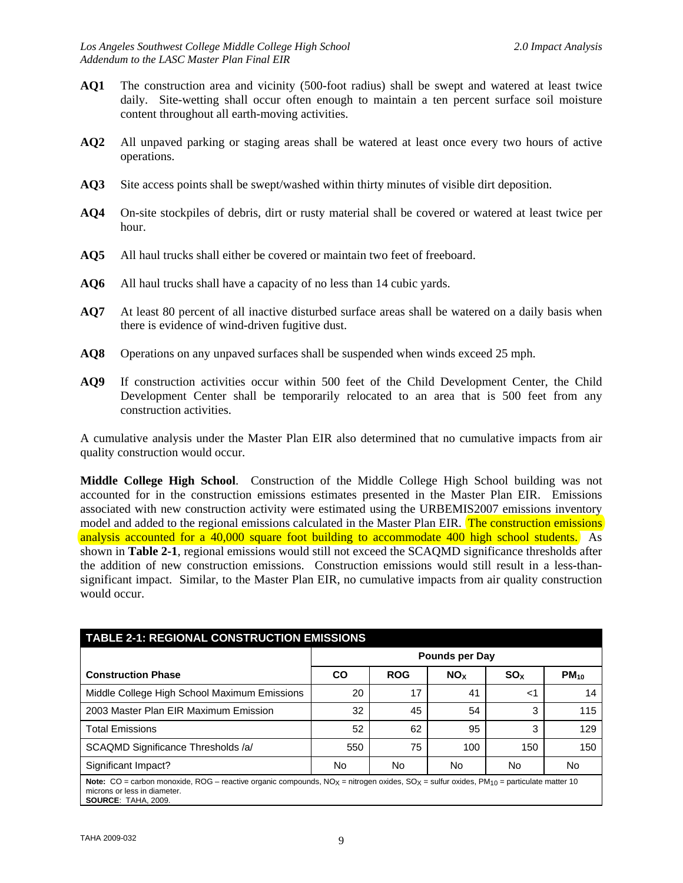**AQ1** The construction area and vicinity (500-foot radius) shall be swept and watered at least twice daily. Site-wetting shall occur often enough to maintain a ten percent surface soil moisture content throughout all earth-moving activities.

**AQ2** All unpaved parking or staging areas shall be watered at least once every two hours of active operations.

**AQ3** Site access points shall be swept/washed within thirty minutes of visible dirt deposition.

**AQ4** On-site stockpiles of debris, dirt or rusty material shall be covered or watered at least twice per hour.

**AQ5** All haul trucks shall either be covered or maintain two feet of freeboard.

**AQ6** All haul trucks shall have a capacity of no less than 14 cubic yards.

**AQ7** At least 80 percent of all inactive disturbed surface areas shall be watered on a daily basis when there is evidence of wind-driven fugitive dust.

**AQ8** Operations on any unpaved surfaces shall be suspended when winds exceed 25 mph.

**AQ9** If construction activities occur within 500 feet of the Child Development Center, the Child Development Center shall be temporarily relocated to an area that is 500 feet from any construction activities.

A cumulative analysis under the Master Plan EIR also determined that no cumulative impacts from air quality construction would occur.

**Middle College High School**. Construction of the Middle College High School building was not accounted for in the construction emissions estimates presented in the Master Plan EIR. Emissions associated with new construction activity were estimated using the URBEMIS2007 emissions inventory model and added to the regional emissions calculated in the Master Plan EIR. The construction emissions analysis accounted for a 40,000 square foot building to accommodate 400 high school students. As shown in **Table 2-1**, regional emissions would still not exceed the SCAQMD significance thresholds after the addition of new construction emissions. Construction emissions would still result in a less-than-significant impact. Similar, to the Master Plan EIR, no cumulative impacts from air quality construction would occur.

**TABLE 2-1: REGIONAL CONSTRUCTION EMISSIONS**

| | Pounds per Day | | | | |
|---|---|---|---|---|---|
| **Construction Phase** | **CO** | **ROG** | **$NO_X$** | **$SO_X$** | **$PM_{10}$** |
| Middle College High School Maximum Emissions | 20 | 17 | 41 | <1 | 14 |
| 2003 Master Plan EIR Maximum Emission | 32 | 45 | 54 | 3 | 115 |
| Total Emissions | 52 | 62 | 95 | 3 | 129 |
| SCAQMD Significance Thresholds /a/ | 550 | 75 | 100 | 150 | 150 |
| Significant Impact? | No | No | No | No | No |

**Note:** CO = carbon monoxide, ROG – reactive organic compounds, $NO_X$ = nitrogen oxides, $SO_X$ = sulfur oxides, $PM_{10}$ = particulate matter 10 microns or less in diameter.
**SOURCE**: TAHA, 2009.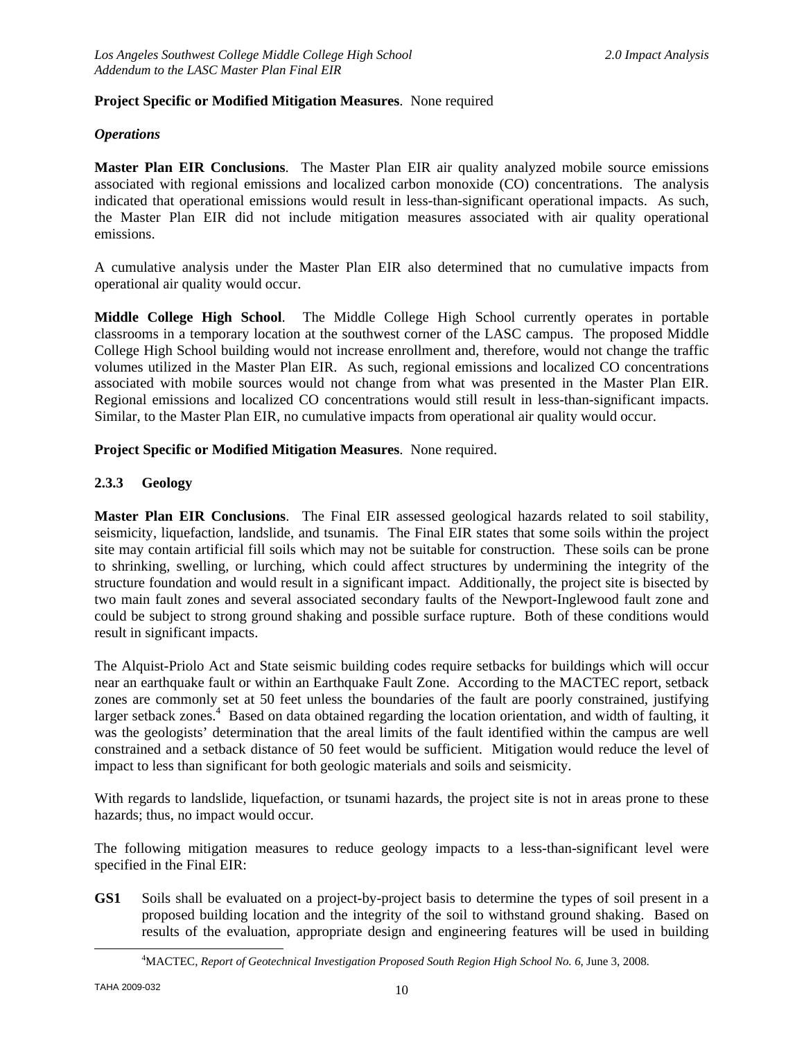**Project Specific or Modified Mitigation Measures**. None required

***Operations***

**Master Plan EIR Conclusions**. The Master Plan EIR air quality analyzed mobile source emissions associated with regional emissions and localized carbon monoxide (CO) concentrations. The analysis indicated that operational emissions would result in less-than-significant operational impacts. As such, the Master Plan EIR did not include mitigation measures associated with air quality operational emissions.

A cumulative analysis under the Master Plan EIR also determined that no cumulative impacts from operational air quality would occur.

**Middle College High School**. The Middle College High School currently operates in portable classrooms in a temporary location at the southwest corner of the LASC campus. The proposed Middle College High School building would not increase enrollment and, therefore, would not change the traffic volumes utilized in the Master Plan EIR. As such, regional emissions and localized CO concentrations associated with mobile sources would not change from what was presented in the Master Plan EIR. Regional emissions and localized CO concentrations would still result in less-than-significant impacts. Similar, to the Master Plan EIR, no cumulative impacts from operational air quality would occur.

**Project Specific or Modified Mitigation Measures**. None required.

### 2.3.3 Geology

**Master Plan EIR Conclusions**. The Final EIR assessed geological hazards related to soil stability, seismicity, liquefaction, landslide, and tsunamis. The Final EIR states that some soils within the project site may contain artificial fill soils which may not be suitable for construction. These soils can be prone to shrinking, swelling, or lurching, which could affect structures by undermining the integrity of the structure foundation and would result in a significant impact. Additionally, the project site is bisected by two main fault zones and several associated secondary faults of the Newport-Inglewood fault zone and could be subject to strong ground shaking and possible surface rupture. Both of these conditions would result in significant impacts.

The Alquist-Priolo Act and State seismic building codes require setbacks for buildings which will occur near an earthquake fault or within an Earthquake Fault Zone. According to the MACTEC report, setback zones are commonly set at 50 feet unless the boundaries of the fault are poorly constrained, justifying larger setback zones.[4] Based on data obtained regarding the location orientation, and width of faulting, it was the geologists' determination that the areal limits of the fault identified within the campus are well constrained and a setback distance of 50 feet would be sufficient. Mitigation would reduce the level of impact to less than significant for both geologic materials and soils and seismicity.

With regards to landslide, liquefaction, or tsunami hazards, the project site is not in areas prone to these hazards; thus, no impact would occur.

The following mitigation measures to reduce geology impacts to a less-than-significant level were specified in the Final EIR:

**GS1** Soils shall be evaluated on a project-by-project basis to determine the types of soil present in a proposed building location and the integrity of the soil to withstand ground shaking. Based on results of the evaluation, appropriate design and engineering features will be used in building

[4] MACTEC, *Report of Geotechnical Investigation Proposed South Region High School No. 6*, June 3, 2008.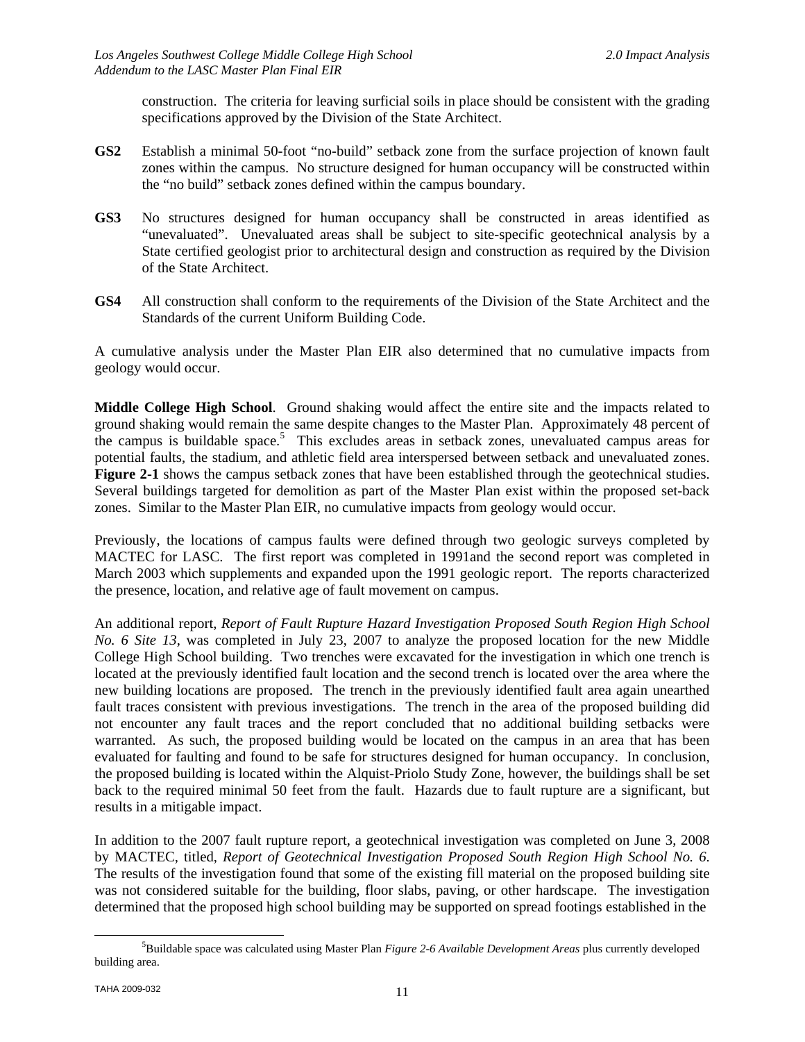construction. The criteria for leaving surficial soils in place should be consistent with the grading specifications approved by the Division of the State Architect.

**GS2** Establish a minimal 50-foot "no-build" setback zone from the surface projection of known fault zones within the campus. No structure designed for human occupancy will be constructed within the "no build" setback zones defined within the campus boundary.

**GS3** No structures designed for human occupancy shall be constructed in areas identified as "unevaluated". Unevaluated areas shall be subject to site-specific geotechnical analysis by a State certified geologist prior to architectural design and construction as required by the Division of the State Architect.

**GS4** All construction shall conform to the requirements of the Division of the State Architect and the Standards of the current Uniform Building Code.

A cumulative analysis under the Master Plan EIR also determined that no cumulative impacts from geology would occur.

**Middle College High School**. Ground shaking would affect the entire site and the impacts related to ground shaking would remain the same despite changes to the Master Plan. Approximately 48 percent of the campus is buildable space.[5] This excludes areas in setback zones, unevaluated campus areas for potential faults, the stadium, and athletic field area interspersed between setback and unevaluated zones. **Figure 2-1** shows the campus setback zones that have been established through the geotechnical studies. Several buildings targeted for demolition as part of the Master Plan exist within the proposed set-back zones. Similar to the Master Plan EIR, no cumulative impacts from geology would occur.

Previously, the locations of campus faults were defined through two geologic surveys completed by MACTEC for LASC. The first report was completed in 1991and the second report was completed in March 2003 which supplements and expanded upon the 1991 geologic report. The reports characterized the presence, location, and relative age of fault movement on campus.

An additional report, *Report of Fault Rupture Hazard Investigation Proposed South Region High School No. 6 Site 13*, was completed in July 23, 2007 to analyze the proposed location for the new Middle College High School building. Two trenches were excavated for the investigation in which one trench is located at the previously identified fault location and the second trench is located over the area where the new building locations are proposed. The trench in the previously identified fault area again unearthed fault traces consistent with previous investigations. The trench in the area of the proposed building did not encounter any fault traces and the report concluded that no additional building setbacks were warranted. As such, the proposed building would be located on the campus in an area that has been evaluated for faulting and found to be safe for structures designed for human occupancy. In conclusion, the proposed building is located within the Alquist-Priolo Study Zone, however, the buildings shall be set back to the required minimal 50 feet from the fault. Hazards due to fault rupture are a significant, but results in a mitigable impact.

In addition to the 2007 fault rupture report, a geotechnical investigation was completed on June 3, 2008 by MACTEC, titled, *Report of Geotechnical Investigation Proposed South Region High School No. 6*. The results of the investigation found that some of the existing fill material on the proposed building site was not considered suitable for the building, floor slabs, paving, or other hardscape. The investigation determined that the proposed high school building may be supported on spread footings established in the

[5] Buildable space was calculated using Master Plan *Figure 2-6 Available Development Areas* plus currently developed building area.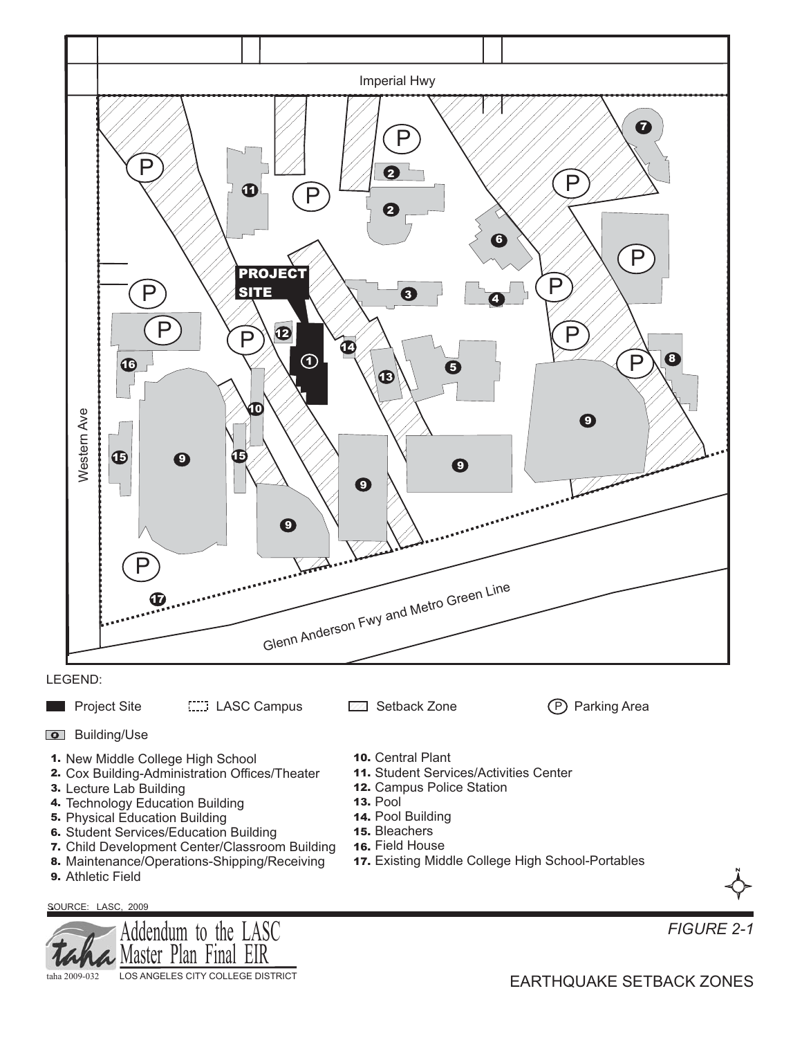Imperial Hwy

Western Ave

Glenn Anderson Fwy and Metro Green Line

PROJECT SITE

LEGEND:

Project Site — LASC Campus — Setback Zone — (P) Parking Area

Building/Use

1. New Middle College High School
2. Cox Building-Administration Offices/Theater
3. Lecture Lab Building
4. Technology Education Building
5. Physical Education Building
6. Student Services/Education Building
7. Child Development Center/Classroom Building
8. Maintenance/Operations-Shipping/Receiving
9. Athletic Field
10. Central Plant
11. Student Services/Activities Center
12. Campus Police Station
13. Pool
14. Pool Building
15. Bleachers
16. Field House
17. Existing Middle College High School-Portables

SOURCE: LASC, 2009

Addendum to the LASC Master Plan Final EIR

taha 2009-032 LOS ANGELES CITY COLLEGE DISTRICT

*FIGURE 2-1*

EARTHQUAKE SETBACK ZONES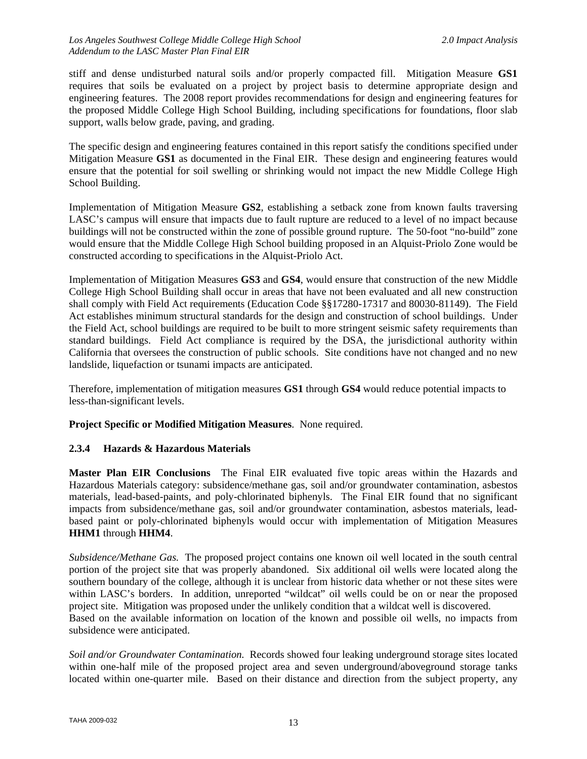stiff and dense undisturbed natural soils and/or properly compacted fill. Mitigation Measure **GS1** requires that soils be evaluated on a project by project basis to determine appropriate design and engineering features. The 2008 report provides recommendations for design and engineering features for the proposed Middle College High School Building, including specifications for foundations, floor slab support, walls below grade, paving, and grading.

The specific design and engineering features contained in this report satisfy the conditions specified under Mitigation Measure **GS1** as documented in the Final EIR. These design and engineering features would ensure that the potential for soil swelling or shrinking would not impact the new Middle College High School Building.

Implementation of Mitigation Measure **GS2**, establishing a setback zone from known faults traversing LASC's campus will ensure that impacts due to fault rupture are reduced to a level of no impact because buildings will not be constructed within the zone of possible ground rupture. The 50-foot "no-build" zone would ensure that the Middle College High School building proposed in an Alquist-Priolo Zone would be constructed according to specifications in the Alquist-Priolo Act.

Implementation of Mitigation Measures **GS3** and **GS4**, would ensure that construction of the new Middle College High School Building shall occur in areas that have not been evaluated and all new construction shall comply with Field Act requirements (Education Code §§17280-17317 and 80030-81149). The Field Act establishes minimum structural standards for the design and construction of school buildings. Under the Field Act, school buildings are required to be built to more stringent seismic safety requirements than standard buildings. Field Act compliance is required by the DSA, the jurisdictional authority within California that oversees the construction of public schools. Site conditions have not changed and no new landslide, liquefaction or tsunami impacts are anticipated.

Therefore, implementation of mitigation measures **GS1** through **GS4** would reduce potential impacts to less-than-significant levels.

**Project Specific or Modified Mitigation Measures**. None required.

### 2.3.4 Hazards & Hazardous Materials

**Master Plan EIR Conclusions** The Final EIR evaluated five topic areas within the Hazards and Hazardous Materials category: subsidence/methane gas, soil and/or groundwater contamination, asbestos materials, lead-based-paints, and poly-chlorinated biphenyls. The Final EIR found that no significant impacts from subsidence/methane gas, soil and/or groundwater contamination, asbestos materials, lead-based paint or poly-chlorinated biphenyls would occur with implementation of Mitigation Measures **HHM1** through **HHM4**.

*Subsidence/Methane Gas.* The proposed project contains one known oil well located in the south central portion of the project site that was properly abandoned. Six additional oil wells were located along the southern boundary of the college, although it is unclear from historic data whether or not these sites were within LASC's borders. In addition, unreported "wildcat" oil wells could be on or near the proposed project site. Mitigation was proposed under the unlikely condition that a wildcat well is discovered. Based on the available information on location of the known and possible oil wells, no impacts from subsidence were anticipated.

*Soil and/or Groundwater Contamination.* Records showed four leaking underground storage sites located within one-half mile of the proposed project area and seven underground/aboveground storage tanks located within one-quarter mile. Based on their distance and direction from the subject property, any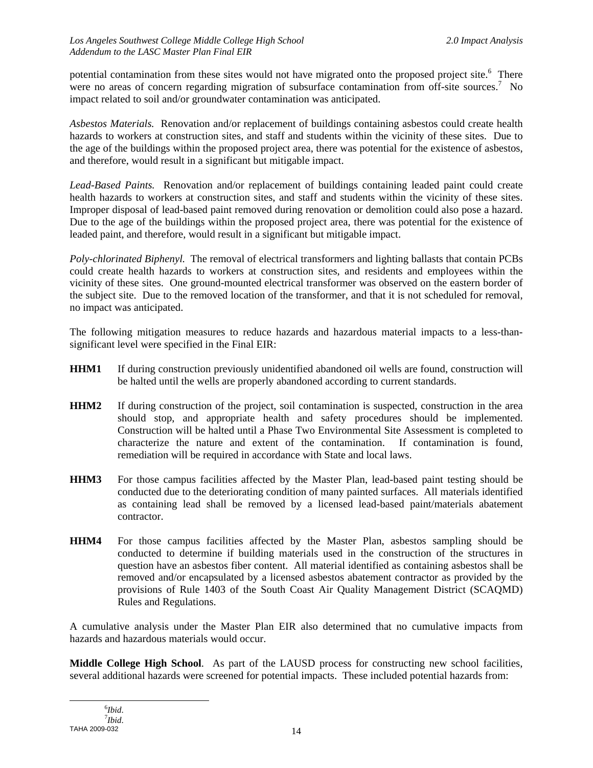potential contamination from these sites would not have migrated onto the proposed project site.[6] There were no areas of concern regarding migration of subsurface contamination from off-site sources.[7] No impact related to soil and/or groundwater contamination was anticipated.

*Asbestos Materials.* Renovation and/or replacement of buildings containing asbestos could create health hazards to workers at construction sites, and staff and students within the vicinity of these sites. Due to the age of the buildings within the proposed project area, there was potential for the existence of asbestos, and therefore, would result in a significant but mitigable impact.

*Lead-Based Paints.* Renovation and/or replacement of buildings containing leaded paint could create health hazards to workers at construction sites, and staff and students within the vicinity of these sites. Improper disposal of lead-based paint removed during renovation or demolition could also pose a hazard. Due to the age of the buildings within the proposed project area, there was potential for the existence of leaded paint, and therefore, would result in a significant but mitigable impact.

*Poly-chlorinated Biphenyl.* The removal of electrical transformers and lighting ballasts that contain PCBs could create health hazards to workers at construction sites, and residents and employees within the vicinity of these sites. One ground-mounted electrical transformer was observed on the eastern border of the subject site. Due to the removed location of the transformer, and that it is not scheduled for removal, no impact was anticipated.

The following mitigation measures to reduce hazards and hazardous material impacts to a less-than-significant level were specified in the Final EIR:

**HHM1** If during construction previously unidentified abandoned oil wells are found, construction will be halted until the wells are properly abandoned according to current standards.

**HHM2** If during construction of the project, soil contamination is suspected, construction in the area should stop, and appropriate health and safety procedures should be implemented. Construction will be halted until a Phase Two Environmental Site Assessment is completed to characterize the nature and extent of the contamination. If contamination is found, remediation will be required in accordance with State and local laws.

**HHM3** For those campus facilities affected by the Master Plan, lead-based paint testing should be conducted due to the deteriorating condition of many painted surfaces. All materials identified as containing lead shall be removed by a licensed lead-based paint/materials abatement contractor.

**HHM4** For those campus facilities affected by the Master Plan, asbestos sampling should be conducted to determine if building materials used in the construction of the structures in question have an asbestos fiber content. All material identified as containing asbestos shall be removed and/or encapsulated by a licensed asbestos abatement contractor as provided by the provisions of Rule 1403 of the South Coast Air Quality Management District (SCAQMD) Rules and Regulations.

A cumulative analysis under the Master Plan EIR also determined that no cumulative impacts from hazards and hazardous materials would occur.

**Middle College High School**. As part of the LAUSD process for constructing new school facilities, several additional hazards were screened for potential impacts. These included potential hazards from:

[6] *Ibid.*

[7] *Ibid.*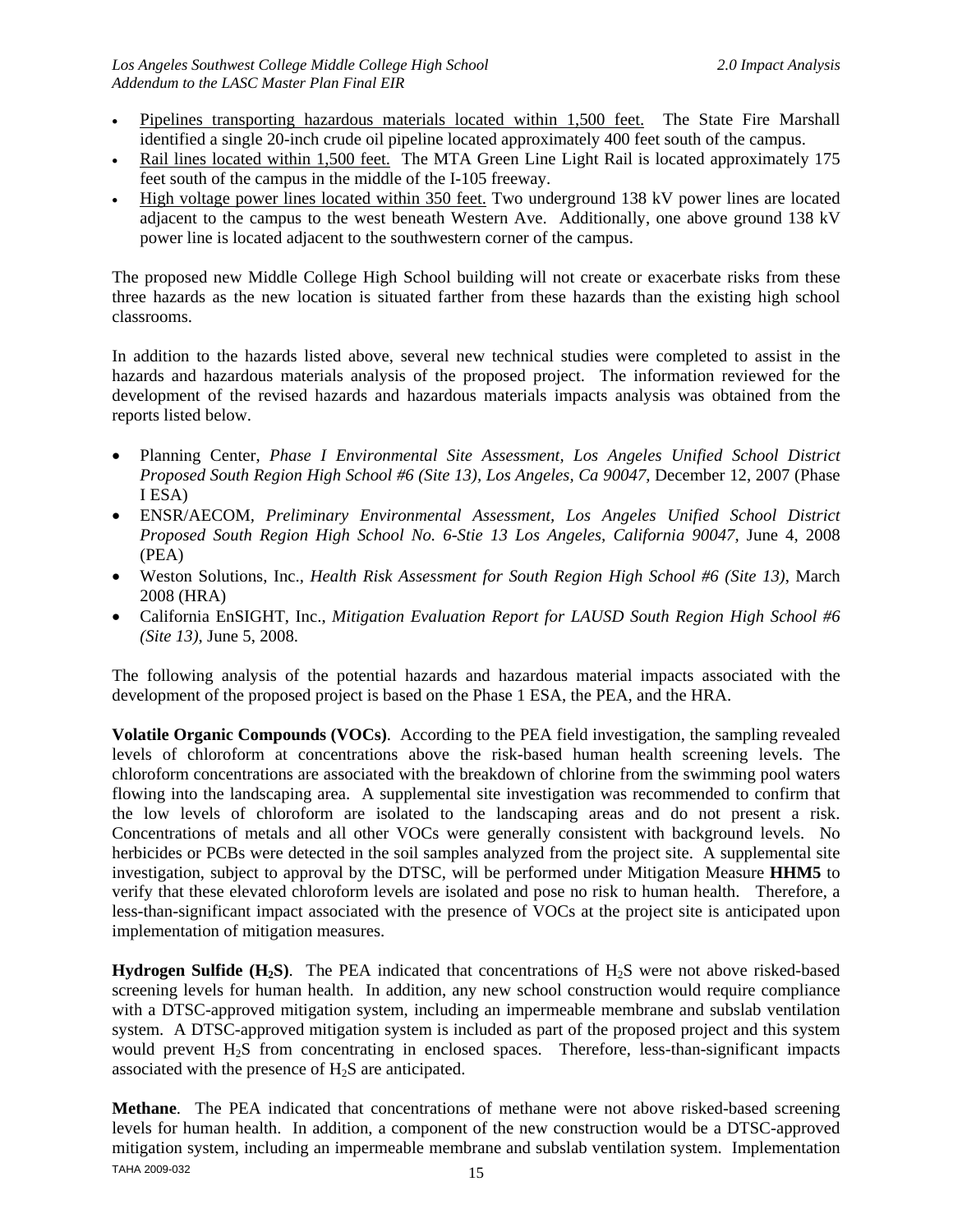- Pipelines transporting hazardous materials located within 1,500 feet. The State Fire Marshall identified a single 20-inch crude oil pipeline located approximately 400 feet south of the campus.
- Rail lines located within 1,500 feet. The MTA Green Line Light Rail is located approximately 175 feet south of the campus in the middle of the I-105 freeway.
- High voltage power lines located within 350 feet. Two underground 138 kV power lines are located adjacent to the campus to the west beneath Western Ave. Additionally, one above ground 138 kV power line is located adjacent to the southwestern corner of the campus.

The proposed new Middle College High School building will not create or exacerbate risks from these three hazards as the new location is situated farther from these hazards than the existing high school classrooms.

In addition to the hazards listed above, several new technical studies were completed to assist in the hazards and hazardous materials analysis of the proposed project. The information reviewed for the development of the revised hazards and hazardous materials impacts analysis was obtained from the reports listed below.

- Planning Center, *Phase I Environmental Site Assessment, Los Angeles Unified School District Proposed South Region High School #6 (Site 13), Los Angeles, Ca 90047*, December 12, 2007 (Phase I ESA)
- ENSR/AECOM, *Preliminary Environmental Assessment, Los Angeles Unified School District Proposed South Region High School No. 6-Stie 13 Los Angeles, California 90047*, June 4, 2008 (PEA)
- Weston Solutions, Inc., *Health Risk Assessment for South Region High School #6 (Site 13)*, March 2008 (HRA)
- California EnSIGHT, Inc., *Mitigation Evaluation Report for LAUSD South Region High School #6 (Site 13)*, June 5, 2008.

The following analysis of the potential hazards and hazardous material impacts associated with the development of the proposed project is based on the Phase 1 ESA, the PEA, and the HRA.

**Volatile Organic Compounds (VOCs)**. According to the PEA field investigation, the sampling revealed levels of chloroform at concentrations above the risk-based human health screening levels. The chloroform concentrations are associated with the breakdown of chlorine from the swimming pool waters flowing into the landscaping area. A supplemental site investigation was recommended to confirm that the low levels of chloroform are isolated to the landscaping areas and do not present a risk. Concentrations of metals and all other VOCs were generally consistent with background levels. No herbicides or PCBs were detected in the soil samples analyzed from the project site. A supplemental site investigation, subject to approval by the DTSC, will be performed under Mitigation Measure **HHM5** to verify that these elevated chloroform levels are isolated and pose no risk to human health. Therefore, a less-than-significant impact associated with the presence of VOCs at the project site is anticipated upon implementation of mitigation measures.

**Hydrogen Sulfide ($H_2S$)**. The PEA indicated that concentrations of $H_2S$ were not above risked-based screening levels for human health. In addition, any new school construction would require compliance with a DTSC-approved mitigation system, including an impermeable membrane and subslab ventilation system. A DTSC-approved mitigation system is included as part of the proposed project and this system would prevent $H_2S$ from concentrating in enclosed spaces. Therefore, less-than-significant impacts associated with the presence of $H_2S$ are anticipated.

**Methane**. The PEA indicated that concentrations of methane were not above risked-based screening levels for human health. In addition, a component of the new construction would be a DTSC-approved mitigation system, including an impermeable membrane and subslab ventilation system. Implementation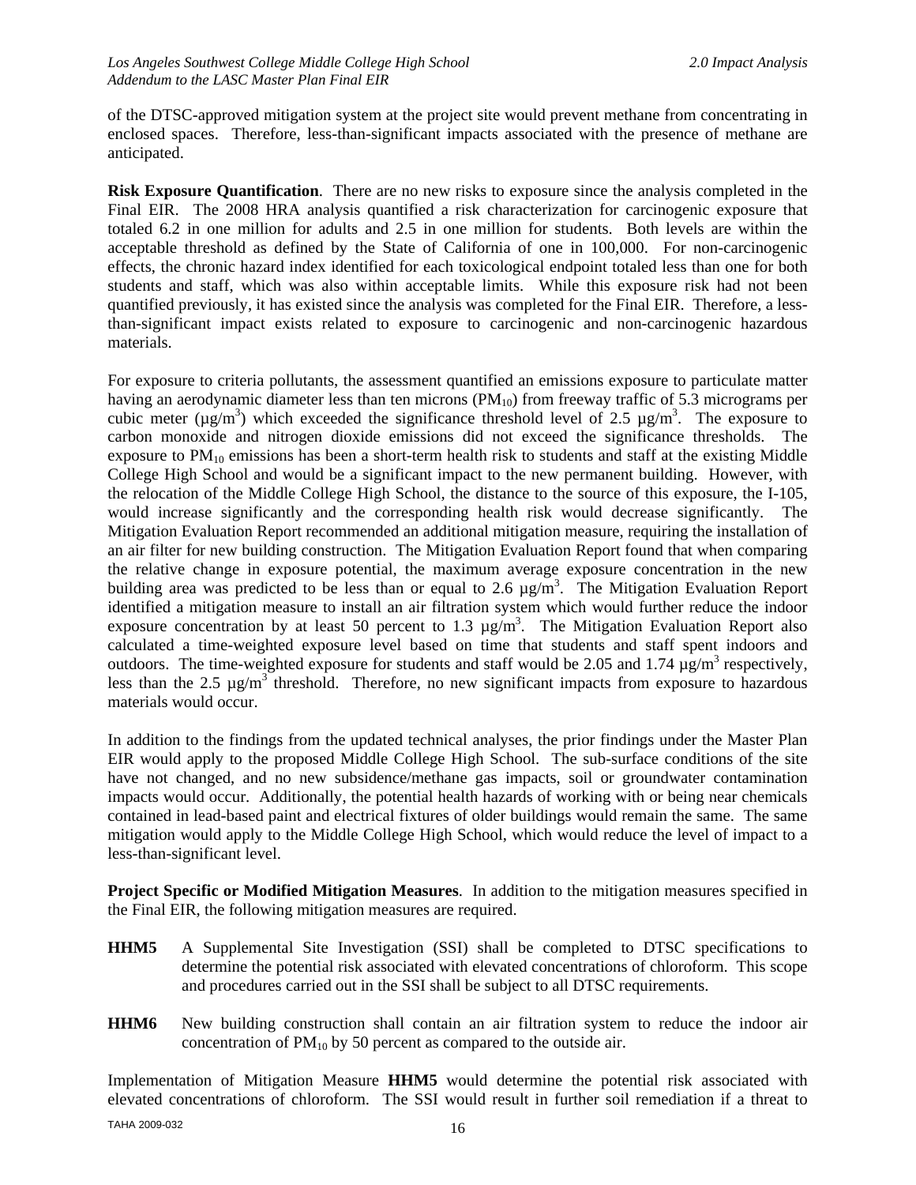of the DTSC-approved mitigation system at the project site would prevent methane from concentrating in enclosed spaces. Therefore, less-than-significant impacts associated with the presence of methane are anticipated.

**Risk Exposure Quantification**. There are no new risks to exposure since the analysis completed in the Final EIR. The 2008 HRA analysis quantified a risk characterization for carcinogenic exposure that totaled 6.2 in one million for adults and 2.5 in one million for students. Both levels are within the acceptable threshold as defined by the State of California of one in 100,000. For non-carcinogenic effects, the chronic hazard index identified for each toxicological endpoint totaled less than one for both students and staff, which was also within acceptable limits. While this exposure risk had not been quantified previously, it has existed since the analysis was completed for the Final EIR. Therefore, a less-than-significant impact exists related to exposure to carcinogenic and non-carcinogenic hazardous materials.

For exposure to criteria pollutants, the assessment quantified an emissions exposure to particulate matter having an aerodynamic diameter less than ten microns ($PM_{10}$) from freeway traffic of 5.3 micrograms per cubic meter ($\mu g/m^3$) which exceeded the significance threshold level of 2.5 $\mu g/m^3$. The exposure to carbon monoxide and nitrogen dioxide emissions did not exceed the significance thresholds. The exposure to $PM_{10}$ emissions has been a short-term health risk to students and staff at the existing Middle College High School and would be a significant impact to the new permanent building. However, with the relocation of the Middle College High School, the distance to the source of this exposure, the I-105, would increase significantly and the corresponding health risk would decrease significantly. The Mitigation Evaluation Report recommended an additional mitigation measure, requiring the installation of an air filter for new building construction. The Mitigation Evaluation Report found that when comparing the relative change in exposure potential, the maximum average exposure concentration in the new building area was predicted to be less than or equal to 2.6 $\mu g/m^3$. The Mitigation Evaluation Report identified a mitigation measure to install an air filtration system which would further reduce the indoor exposure concentration by at least 50 percent to 1.3 $\mu g/m^3$. The Mitigation Evaluation Report also calculated a time-weighted exposure level based on time that students and staff spent indoors and outdoors. The time-weighted exposure for students and staff would be 2.05 and 1.74 $\mu g/m^3$ respectively, less than the 2.5 $\mu g/m^3$ threshold. Therefore, no new significant impacts from exposure to hazardous materials would occur.

In addition to the findings from the updated technical analyses, the prior findings under the Master Plan EIR would apply to the proposed Middle College High School. The sub-surface conditions of the site have not changed, and no new subsidence/methane gas impacts, soil or groundwater contamination impacts would occur. Additionally, the potential health hazards of working with or being near chemicals contained in lead-based paint and electrical fixtures of older buildings would remain the same. The same mitigation would apply to the Middle College High School, which would reduce the level of impact to a less-than-significant level.

**Project Specific or Modified Mitigation Measures**. In addition to the mitigation measures specified in the Final EIR, the following mitigation measures are required.

**HHM5** A Supplemental Site Investigation (SSI) shall be completed to DTSC specifications to determine the potential risk associated with elevated concentrations of chloroform. This scope and procedures carried out in the SSI shall be subject to all DTSC requirements.

**HHM6** New building construction shall contain an air filtration system to reduce the indoor air concentration of $PM_{10}$ by 50 percent as compared to the outside air.

Implementation of Mitigation Measure **HHM5** would determine the potential risk associated with elevated concentrations of chloroform. The SSI would result in further soil remediation if a threat to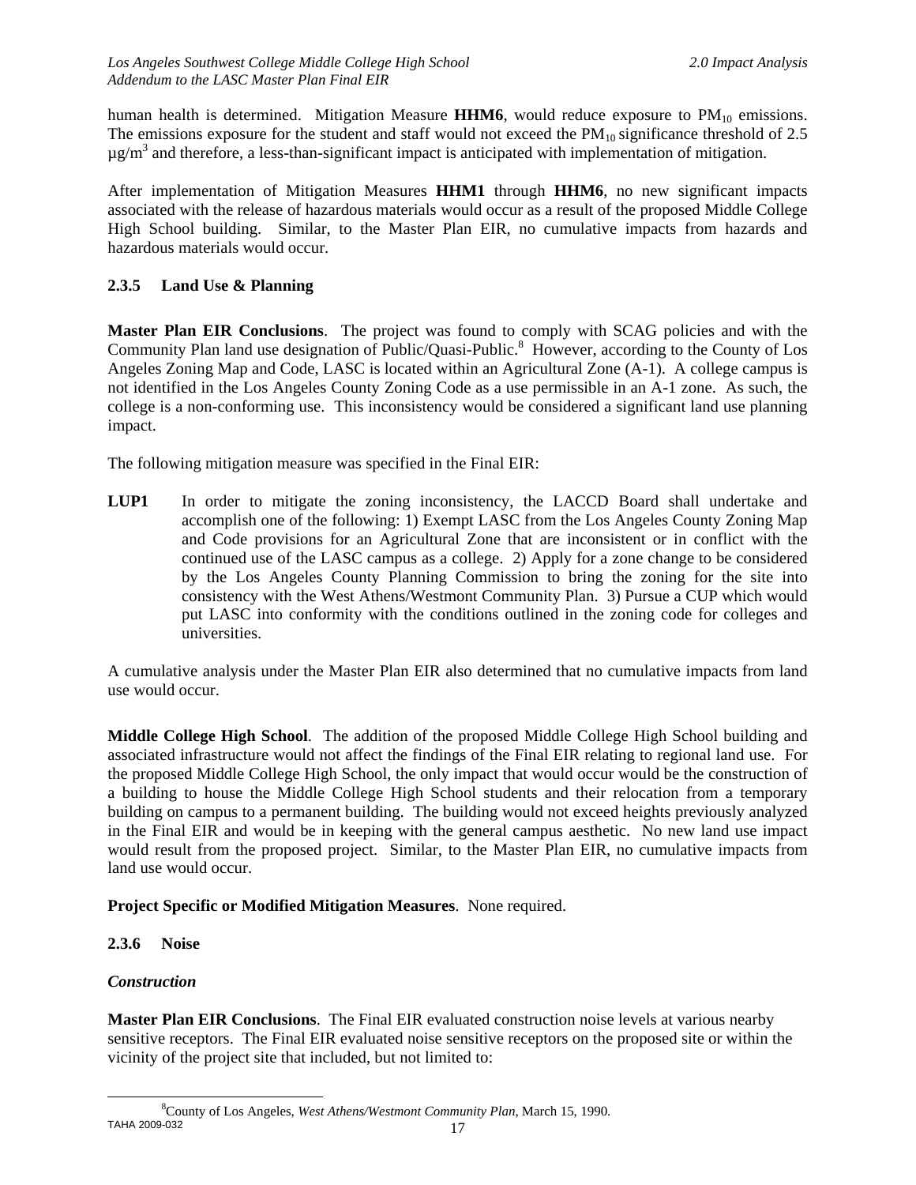human health is determined. Mitigation Measure **HHM6**, would reduce exposure to $PM_{10}$ emissions. The emissions exposure for the student and staff would not exceed the $PM_{10}$ significance threshold of 2.5 $\mu g/m^3$ and therefore, a less-than-significant impact is anticipated with implementation of mitigation.

After implementation of Mitigation Measures **HHM1** through **HHM6**, no new significant impacts associated with the release of hazardous materials would occur as a result of the proposed Middle College High School building. Similar, to the Master Plan EIR, no cumulative impacts from hazards and hazardous materials would occur.

### 2.3.5 Land Use & Planning

**Master Plan EIR Conclusions**. The project was found to comply with SCAG policies and with the Community Plan land use designation of Public/Quasi-Public.[8] However, according to the County of Los Angeles Zoning Map and Code, LASC is located within an Agricultural Zone (A-1). A college campus is not identified in the Los Angeles County Zoning Code as a use permissible in an A-1 zone. As such, the college is a non-conforming use. This inconsistency would be considered a significant land use planning impact.

The following mitigation measure was specified in the Final EIR:

**LUP1** In order to mitigate the zoning inconsistency, the LACCD Board shall undertake and accomplish one of the following: 1) Exempt LASC from the Los Angeles County Zoning Map and Code provisions for an Agricultural Zone that are inconsistent or in conflict with the continued use of the LASC campus as a college. 2) Apply for a zone change to be considered by the Los Angeles County Planning Commission to bring the zoning for the site into consistency with the West Athens/Westmont Community Plan. 3) Pursue a CUP which would put LASC into conformity with the conditions outlined in the zoning code for colleges and universities.

A cumulative analysis under the Master Plan EIR also determined that no cumulative impacts from land use would occur.

**Middle College High School**. The addition of the proposed Middle College High School building and associated infrastructure would not affect the findings of the Final EIR relating to regional land use. For the proposed Middle College High School, the only impact that would occur would be the construction of a building to house the Middle College High School students and their relocation from a temporary building on campus to a permanent building. The building would not exceed heights previously analyzed in the Final EIR and would be in keeping with the general campus aesthetic. No new land use impact would result from the proposed project. Similar, to the Master Plan EIR, no cumulative impacts from land use would occur.

**Project Specific or Modified Mitigation Measures**. None required.

### 2.3.6 Noise

#### *Construction*

**Master Plan EIR Conclusions**. The Final EIR evaluated construction noise levels at various nearby sensitive receptors. The Final EIR evaluated noise sensitive receptors on the proposed site or within the vicinity of the project site that included, but not limited to:

---

[8] County of Los Angeles, *West Athens/Westmont Community Plan*, March 15, 1990.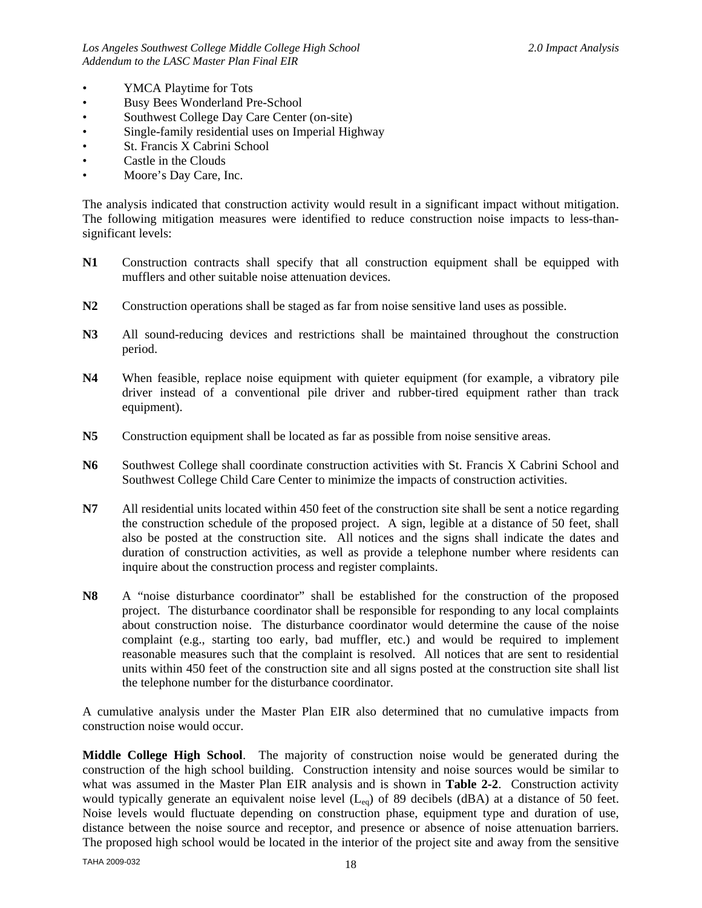- YMCA Playtime for Tots
- Busy Bees Wonderland Pre-School
- Southwest College Day Care Center (on-site)
- Single-family residential uses on Imperial Highway
- St. Francis X Cabrini School
- Castle in the Clouds
- Moore's Day Care, Inc.

The analysis indicated that construction activity would result in a significant impact without mitigation. The following mitigation measures were identified to reduce construction noise impacts to less-than-significant levels:

**N1** Construction contracts shall specify that all construction equipment shall be equipped with mufflers and other suitable noise attenuation devices.

**N2** Construction operations shall be staged as far from noise sensitive land uses as possible.

**N3** All sound-reducing devices and restrictions shall be maintained throughout the construction period.

**N4** When feasible, replace noise equipment with quieter equipment (for example, a vibratory pile driver instead of a conventional pile driver and rubber-tired equipment rather than track equipment).

**N5** Construction equipment shall be located as far as possible from noise sensitive areas.

**N6** Southwest College shall coordinate construction activities with St. Francis X Cabrini School and Southwest College Child Care Center to minimize the impacts of construction activities.

**N7** All residential units located within 450 feet of the construction site shall be sent a notice regarding the construction schedule of the proposed project. A sign, legible at a distance of 50 feet, shall also be posted at the construction site. All notices and the signs shall indicate the dates and duration of construction activities, as well as provide a telephone number where residents can inquire about the construction process and register complaints.

**N8** A "noise disturbance coordinator" shall be established for the construction of the proposed project. The disturbance coordinator shall be responsible for responding to any local complaints about construction noise. The disturbance coordinator would determine the cause of the noise complaint (e.g., starting too early, bad muffler, etc.) and would be required to implement reasonable measures such that the complaint is resolved. All notices that are sent to residential units within 450 feet of the construction site and all signs posted at the construction site shall list the telephone number for the disturbance coordinator.

A cumulative analysis under the Master Plan EIR also determined that no cumulative impacts from construction noise would occur.

**Middle College High School**. The majority of construction noise would be generated during the construction of the high school building. Construction intensity and noise sources would be similar to what was assumed in the Master Plan EIR analysis and is shown in **Table 2-2**. Construction activity would typically generate an equivalent noise level ($L_{eq}$) of 89 decibels (dBA) at a distance of 50 feet. Noise levels would fluctuate depending on construction phase, equipment type and duration of use, distance between the noise source and receptor, and presence or absence of noise attenuation barriers. The proposed high school would be located in the interior of the project site and away from the sensitive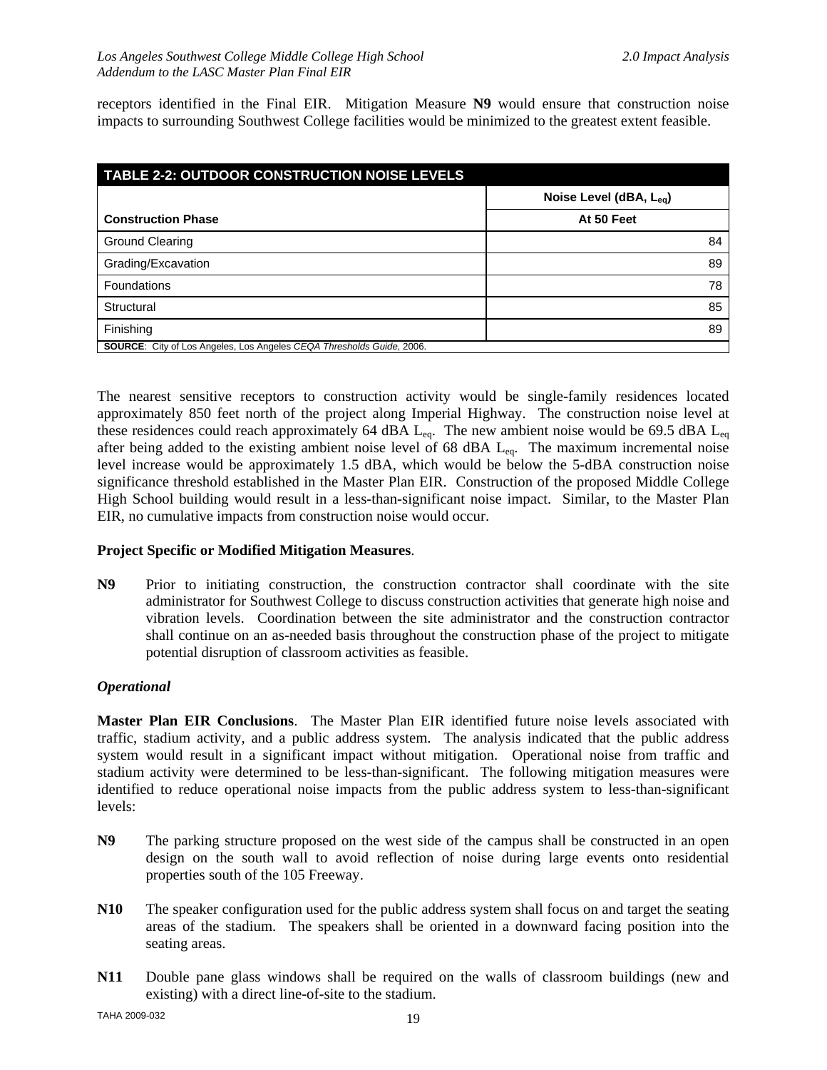receptors identified in the Final EIR. Mitigation Measure **N9** would ensure that construction noise impacts to surrounding Southwest College facilities would be minimized to the greatest extent feasible.

| TABLE 2-2: OUTDOOR CONSTRUCTION NOISE LEVELS | |
|---|---|
| | Noise Level (dBA, $L_{eq}$) |
| **Construction Phase** | **At 50 Feet** |
| Ground Clearing | 84 |
| Grading/Excavation | 89 |
| Foundations | 78 |
| Structural | 85 |
| Finishing | 89 |

**SOURCE**: City of Los Angeles, Los Angeles *CEQA Thresholds Guide*, 2006.

The nearest sensitive receptors to construction activity would be single-family residences located approximately 850 feet north of the project along Imperial Highway. The construction noise level at these residences could reach approximately 64 dBA $L_{eq}$. The new ambient noise would be 69.5 dBA $L_{eq}$ after being added to the existing ambient noise level of 68 dBA $L_{eq}$. The maximum incremental noise level increase would be approximately 1.5 dBA, which would be below the 5-dBA construction noise significance threshold established in the Master Plan EIR. Construction of the proposed Middle College High School building would result in a less-than-significant noise impact. Similar, to the Master Plan EIR, no cumulative impacts from construction noise would occur.

**Project Specific or Modified Mitigation Measures**.

**N9** Prior to initiating construction, the construction contractor shall coordinate with the site administrator for Southwest College to discuss construction activities that generate high noise and vibration levels. Coordination between the site administrator and the construction contractor shall continue on an as-needed basis throughout the construction phase of the project to mitigate potential disruption of classroom activities as feasible.

***Operational***

**Master Plan EIR Conclusions**. The Master Plan EIR identified future noise levels associated with traffic, stadium activity, and a public address system. The analysis indicated that the public address system would result in a significant impact without mitigation. Operational noise from traffic and stadium activity were determined to be less-than-significant. The following mitigation measures were identified to reduce operational noise impacts from the public address system to less-than-significant levels:

**N9** The parking structure proposed on the west side of the campus shall be constructed in an open design on the south wall to avoid reflection of noise during large events onto residential properties south of the 105 Freeway.

**N10** The speaker configuration used for the public address system shall focus on and target the seating areas of the stadium. The speakers shall be oriented in a downward facing position into the seating areas.

**N11** Double pane glass windows shall be required on the walls of classroom buildings (new and existing) with a direct line-of-site to the stadium.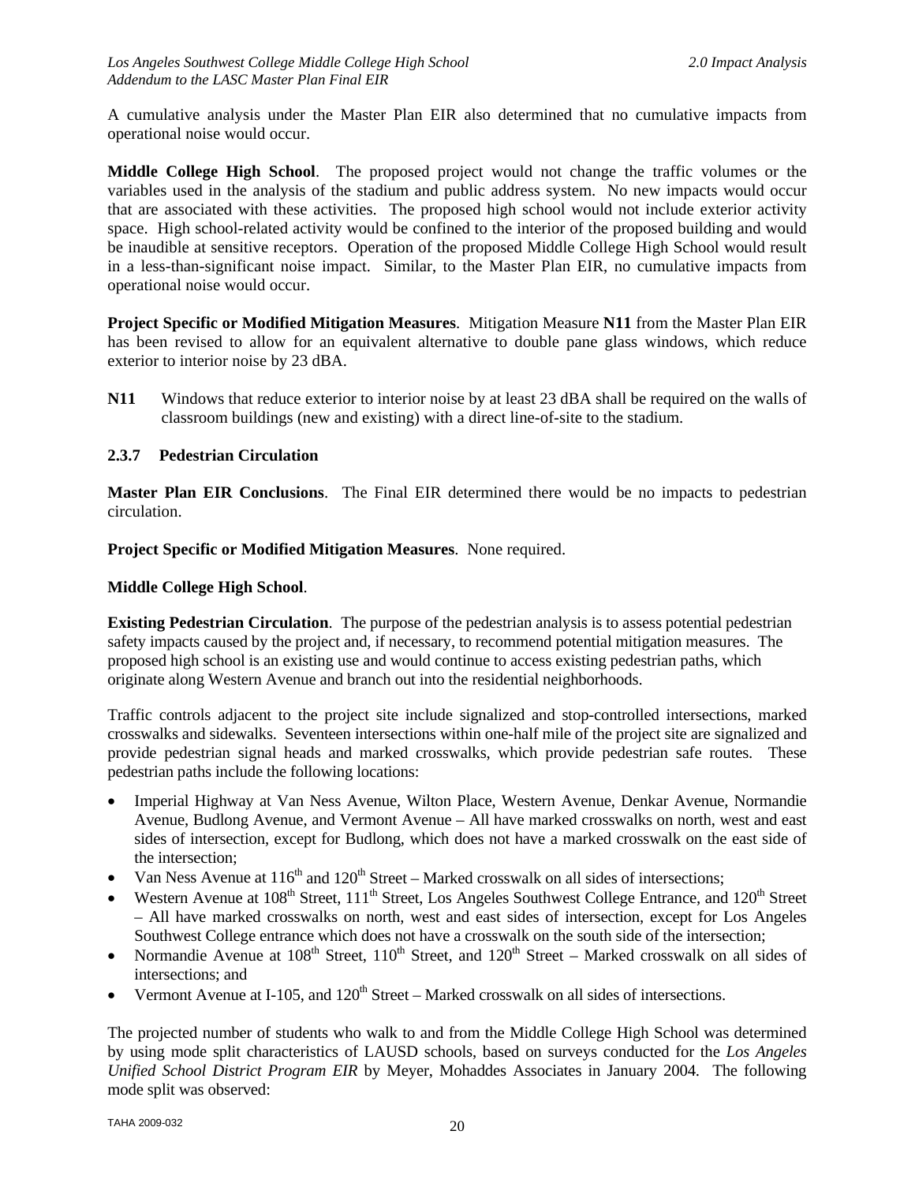A cumulative analysis under the Master Plan EIR also determined that no cumulative impacts from operational noise would occur.

**Middle College High School**. The proposed project would not change the traffic volumes or the variables used in the analysis of the stadium and public address system. No new impacts would occur that are associated with these activities. The proposed high school would not include exterior activity space. High school-related activity would be confined to the interior of the proposed building and would be inaudible at sensitive receptors. Operation of the proposed Middle College High School would result in a less-than-significant noise impact. Similar, to the Master Plan EIR, no cumulative impacts from operational noise would occur.

**Project Specific or Modified Mitigation Measures**. Mitigation Measure **N11** from the Master Plan EIR has been revised to allow for an equivalent alternative to double pane glass windows, which reduce exterior to interior noise by 23 dBA.

**N11** Windows that reduce exterior to interior noise by at least 23 dBA shall be required on the walls of classroom buildings (new and existing) with a direct line-of-site to the stadium.

### 2.3.7 Pedestrian Circulation

**Master Plan EIR Conclusions**. The Final EIR determined there would be no impacts to pedestrian circulation.

**Project Specific or Modified Mitigation Measures**. None required.

**Middle College High School**.

**Existing Pedestrian Circulation**. The purpose of the pedestrian analysis is to assess potential pedestrian safety impacts caused by the project and, if necessary, to recommend potential mitigation measures. The proposed high school is an existing use and would continue to access existing pedestrian paths, which originate along Western Avenue and branch out into the residential neighborhoods.

Traffic controls adjacent to the project site include signalized and stop-controlled intersections, marked crosswalks and sidewalks. Seventeen intersections within one-half mile of the project site are signalized and provide pedestrian signal heads and marked crosswalks, which provide pedestrian safe routes. These pedestrian paths include the following locations:

- Imperial Highway at Van Ness Avenue, Wilton Place, Western Avenue, Denkar Avenue, Normandie Avenue, Budlong Avenue, and Vermont Avenue – All have marked crosswalks on north, west and east sides of intersection, except for Budlong, which does not have a marked crosswalk on the east side of the intersection;
- Van Ness Avenue at 116th and 120th Street – Marked crosswalk on all sides of intersections;
- Western Avenue at 108th Street, 111th Street, Los Angeles Southwest College Entrance, and 120th Street – All have marked crosswalks on north, west and east sides of intersection, except for Los Angeles Southwest College entrance which does not have a crosswalk on the south side of the intersection;
- Normandie Avenue at 108th Street, 110th Street, and 120th Street – Marked crosswalk on all sides of intersections; and
- Vermont Avenue at I-105, and 120th Street – Marked crosswalk on all sides of intersections.

The projected number of students who walk to and from the Middle College High School was determined by using mode split characteristics of LAUSD schools, based on surveys conducted for the *Los Angeles Unified School District Program EIR* by Meyer, Mohaddes Associates in January 2004. The following mode split was observed: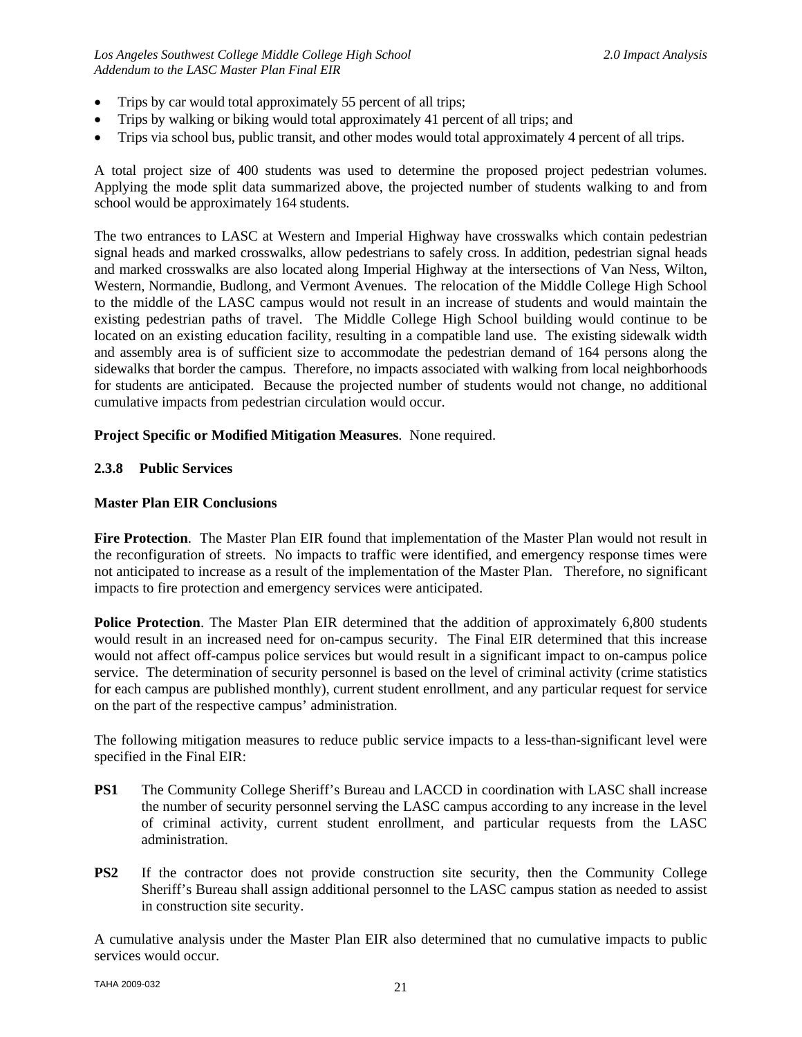- Trips by car would total approximately 55 percent of all trips;
- Trips by walking or biking would total approximately 41 percent of all trips; and
- Trips via school bus, public transit, and other modes would total approximately 4 percent of all trips.

A total project size of 400 students was used to determine the proposed project pedestrian volumes. Applying the mode split data summarized above, the projected number of students walking to and from school would be approximately 164 students.

The two entrances to LASC at Western and Imperial Highway have crosswalks which contain pedestrian signal heads and marked crosswalks, allow pedestrians to safely cross. In addition, pedestrian signal heads and marked crosswalks are also located along Imperial Highway at the intersections of Van Ness, Wilton, Western, Normandie, Budlong, and Vermont Avenues. The relocation of the Middle College High School to the middle of the LASC campus would not result in an increase of students and would maintain the existing pedestrian paths of travel. The Middle College High School building would continue to be located on an existing education facility, resulting in a compatible land use. The existing sidewalk width and assembly area is of sufficient size to accommodate the pedestrian demand of 164 persons along the sidewalks that border the campus. Therefore, no impacts associated with walking from local neighborhoods for students are anticipated. Because the projected number of students would not change, no additional cumulative impacts from pedestrian circulation would occur.

**Project Specific or Modified Mitigation Measures**. None required.

### 2.3.8 Public Services

**Master Plan EIR Conclusions**

**Fire Protection**. The Master Plan EIR found that implementation of the Master Plan would not result in the reconfiguration of streets. No impacts to traffic were identified, and emergency response times were not anticipated to increase as a result of the implementation of the Master Plan. Therefore, no significant impacts to fire protection and emergency services were anticipated.

**Police Protection**. The Master Plan EIR determined that the addition of approximately 6,800 students would result in an increased need for on-campus security. The Final EIR determined that this increase would not affect off-campus police services but would result in a significant impact to on-campus police service. The determination of security personnel is based on the level of criminal activity (crime statistics for each campus are published monthly), current student enrollment, and any particular request for service on the part of the respective campus' administration.

The following mitigation measures to reduce public service impacts to a less-than-significant level were specified in the Final EIR:

**PS1** The Community College Sheriff's Bureau and LACCD in coordination with LASC shall increase the number of security personnel serving the LASC campus according to any increase in the level of criminal activity, current student enrollment, and particular requests from the LASC administration.

**PS2** If the contractor does not provide construction site security, then the Community College Sheriff's Bureau shall assign additional personnel to the LASC campus station as needed to assist in construction site security.

A cumulative analysis under the Master Plan EIR also determined that no cumulative impacts to public services would occur.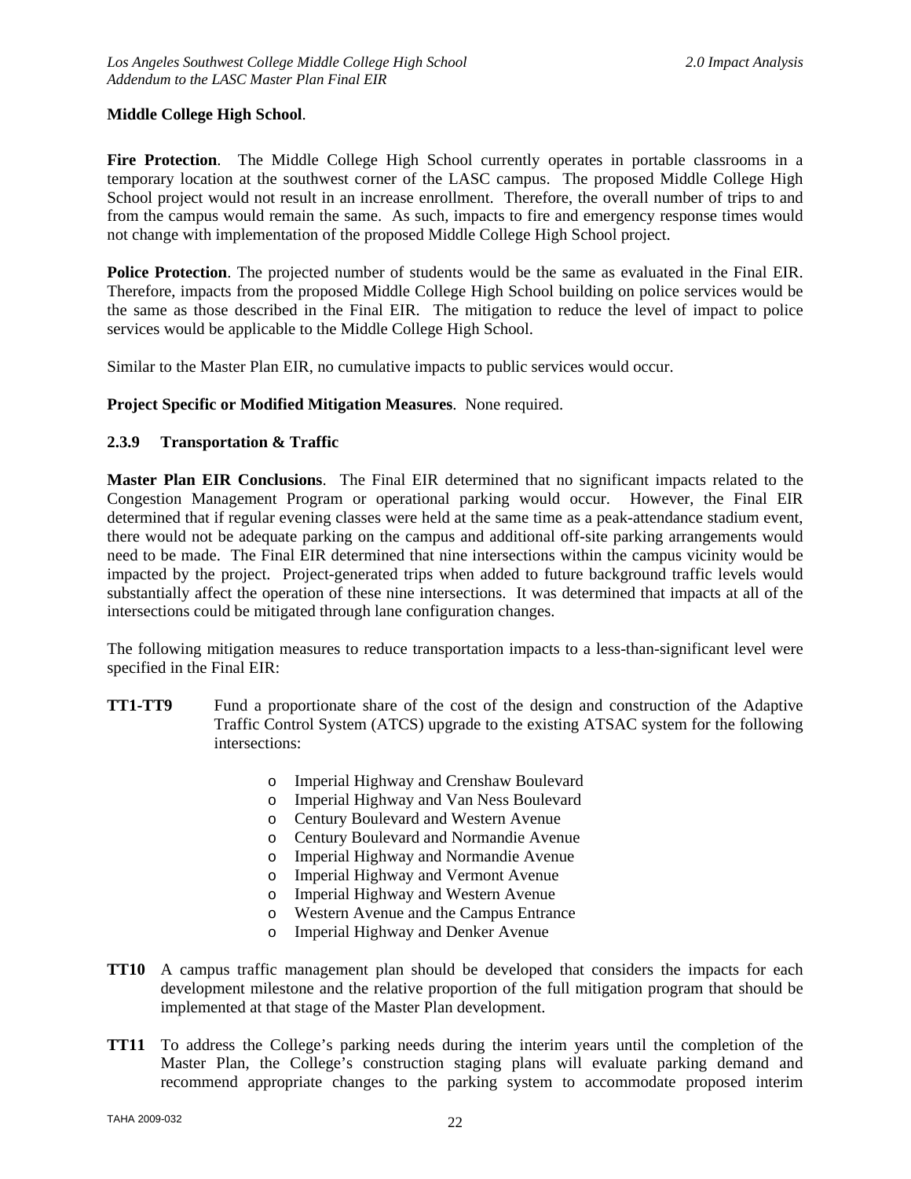**Middle College High School**.

**Fire Protection**. The Middle College High School currently operates in portable classrooms in a temporary location at the southwest corner of the LASC campus. The proposed Middle College High School project would not result in an increase enrollment. Therefore, the overall number of trips to and from the campus would remain the same. As such, impacts to fire and emergency response times would not change with implementation of the proposed Middle College High School project.

**Police Protection**. The projected number of students would be the same as evaluated in the Final EIR. Therefore, impacts from the proposed Middle College High School building on police services would be the same as those described in the Final EIR. The mitigation to reduce the level of impact to police services would be applicable to the Middle College High School.

Similar to the Master Plan EIR, no cumulative impacts to public services would occur.

**Project Specific or Modified Mitigation Measures**. None required.

### 2.3.9 Transportation & Traffic

**Master Plan EIR Conclusions**. The Final EIR determined that no significant impacts related to the Congestion Management Program or operational parking would occur. However, the Final EIR determined that if regular evening classes were held at the same time as a peak-attendance stadium event, there would not be adequate parking on the campus and additional off-site parking arrangements would need to be made. The Final EIR determined that nine intersections within the campus vicinity would be impacted by the project. Project-generated trips when added to future background traffic levels would substantially affect the operation of these nine intersections. It was determined that impacts at all of the intersections could be mitigated through lane configuration changes.

The following mitigation measures to reduce transportation impacts to a less-than-significant level were specified in the Final EIR:

**TT1-TT9** Fund a proportionate share of the cost of the design and construction of the Adaptive Traffic Control System (ATCS) upgrade to the existing ATSAC system for the following intersections:

- Imperial Highway and Crenshaw Boulevard
- Imperial Highway and Van Ness Boulevard
- Century Boulevard and Western Avenue
- Century Boulevard and Normandie Avenue
- Imperial Highway and Normandie Avenue
- Imperial Highway and Vermont Avenue
- Imperial Highway and Western Avenue
- Western Avenue and the Campus Entrance
- Imperial Highway and Denker Avenue

**TT10** A campus traffic management plan should be developed that considers the impacts for each development milestone and the relative proportion of the full mitigation program that should be implemented at that stage of the Master Plan development.

**TT11** To address the College's parking needs during the interim years until the completion of the Master Plan, the College's construction staging plans will evaluate parking demand and recommend appropriate changes to the parking system to accommodate proposed interim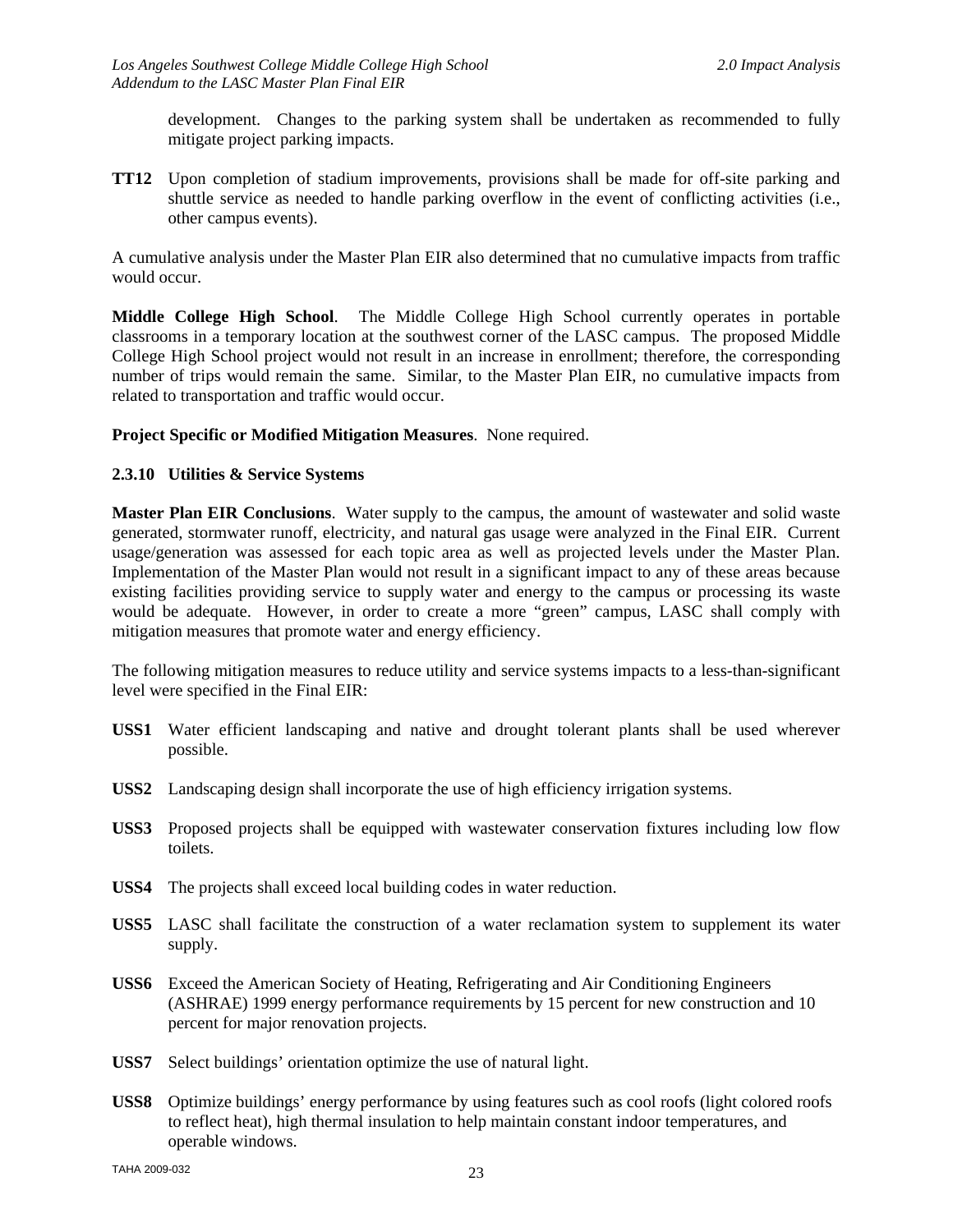development. Changes to the parking system shall be undertaken as recommended to fully mitigate project parking impacts.

**TT12** Upon completion of stadium improvements, provisions shall be made for off-site parking and shuttle service as needed to handle parking overflow in the event of conflicting activities (i.e., other campus events).

A cumulative analysis under the Master Plan EIR also determined that no cumulative impacts from traffic would occur.

**Middle College High School**. The Middle College High School currently operates in portable classrooms in a temporary location at the southwest corner of the LASC campus. The proposed Middle College High School project would not result in an increase in enrollment; therefore, the corresponding number of trips would remain the same. Similar, to the Master Plan EIR, no cumulative impacts from related to transportation and traffic would occur.

**Project Specific or Modified Mitigation Measures**. None required.

### 2.3.10 Utilities & Service Systems

**Master Plan EIR Conclusions**. Water supply to the campus, the amount of wastewater and solid waste generated, stormwater runoff, electricity, and natural gas usage were analyzed in the Final EIR. Current usage/generation was assessed for each topic area as well as projected levels under the Master Plan. Implementation of the Master Plan would not result in a significant impact to any of these areas because existing facilities providing service to supply water and energy to the campus or processing its waste would be adequate. However, in order to create a more "green" campus, LASC shall comply with mitigation measures that promote water and energy efficiency.

The following mitigation measures to reduce utility and service systems impacts to a less-than-significant level were specified in the Final EIR:

**USS1** Water efficient landscaping and native and drought tolerant plants shall be used wherever possible.

**USS2** Landscaping design shall incorporate the use of high efficiency irrigation systems.

**USS3** Proposed projects shall be equipped with wastewater conservation fixtures including low flow toilets.

**USS4** The projects shall exceed local building codes in water reduction.

**USS5** LASC shall facilitate the construction of a water reclamation system to supplement its water supply.

**USS6** Exceed the American Society of Heating, Refrigerating and Air Conditioning Engineers (ASHRAE) 1999 energy performance requirements by 15 percent for new construction and 10 percent for major renovation projects.

**USS7** Select buildings' orientation optimize the use of natural light.

**USS8** Optimize buildings' energy performance by using features such as cool roofs (light colored roofs to reflect heat), high thermal insulation to help maintain constant indoor temperatures, and operable windows.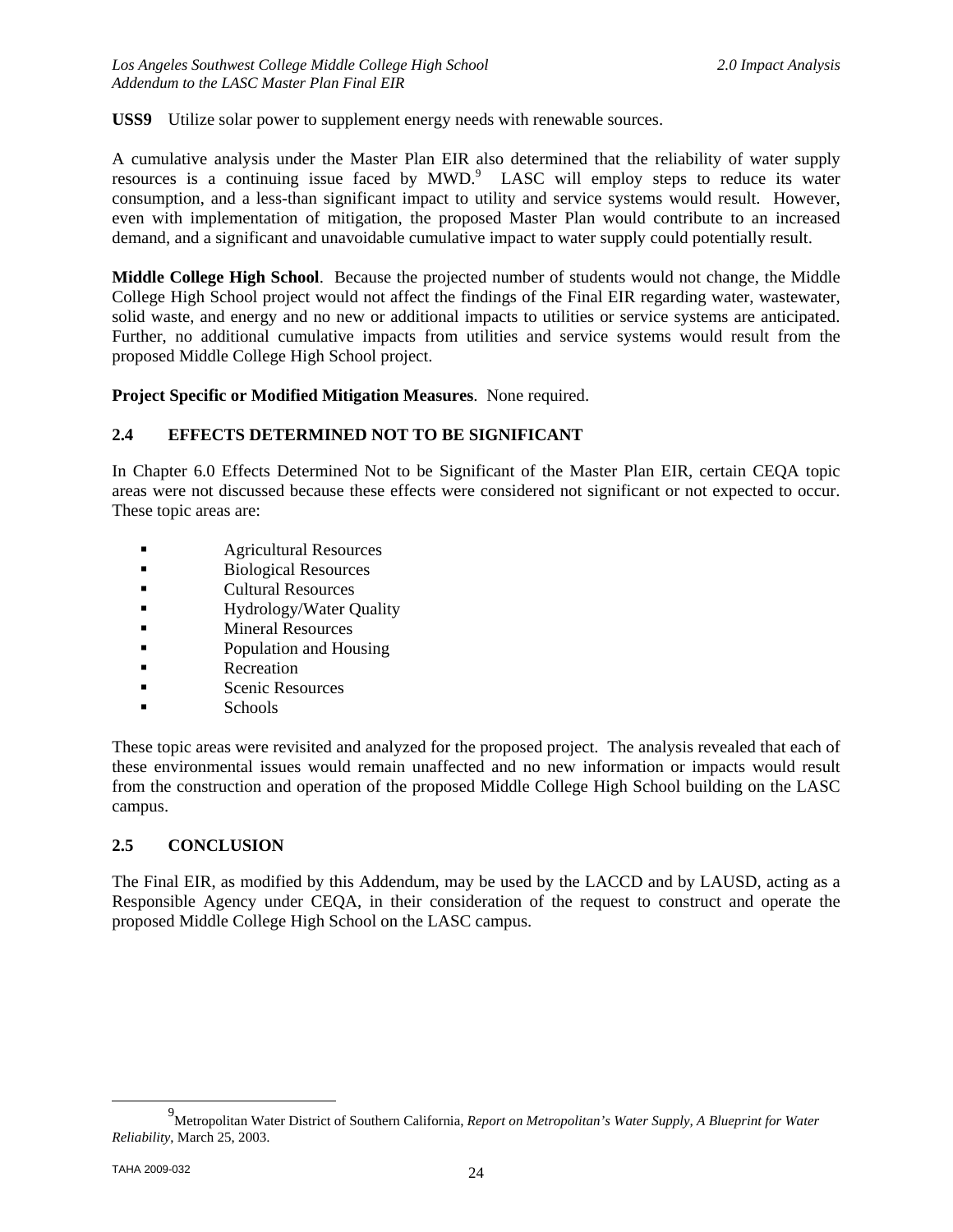**USS9** Utilize solar power to supplement energy needs with renewable sources.

A cumulative analysis under the Master Plan EIR also determined that the reliability of water supply resources is a continuing issue faced by MWD.[9] LASC will employ steps to reduce its water consumption, and a less-than significant impact to utility and service systems would result. However, even with implementation of mitigation, the proposed Master Plan would contribute to an increased demand, and a significant and unavoidable cumulative impact to water supply could potentially result.

**Middle College High School**. Because the projected number of students would not change, the Middle College High School project would not affect the findings of the Final EIR regarding water, wastewater, solid waste, and energy and no new or additional impacts to utilities or service systems are anticipated. Further, no additional cumulative impacts from utilities and service systems would result from the proposed Middle College High School project.

**Project Specific or Modified Mitigation Measures**. None required.

## 2.4 EFFECTS DETERMINED NOT TO BE SIGNIFICANT

In Chapter 6.0 Effects Determined Not to be Significant of the Master Plan EIR, certain CEQA topic areas were not discussed because these effects were considered not significant or not expected to occur. These topic areas are:

- Agricultural Resources
- Biological Resources
- Cultural Resources
- Hydrology/Water Quality
- Mineral Resources
- Population and Housing
- Recreation
- Scenic Resources
- Schools

These topic areas were revisited and analyzed for the proposed project. The analysis revealed that each of these environmental issues would remain unaffected and no new information or impacts would result from the construction and operation of the proposed Middle College High School building on the LASC campus.

## 2.5 CONCLUSION

The Final EIR, as modified by this Addendum, may be used by the LACCD and by LAUSD, acting as a Responsible Agency under CEQA, in their consideration of the request to construct and operate the proposed Middle College High School on the LASC campus.

---

[9] Metropolitan Water District of Southern California, *Report on Metropolitan's Water Supply, A Blueprint for Water Reliability*, March 25, 2003.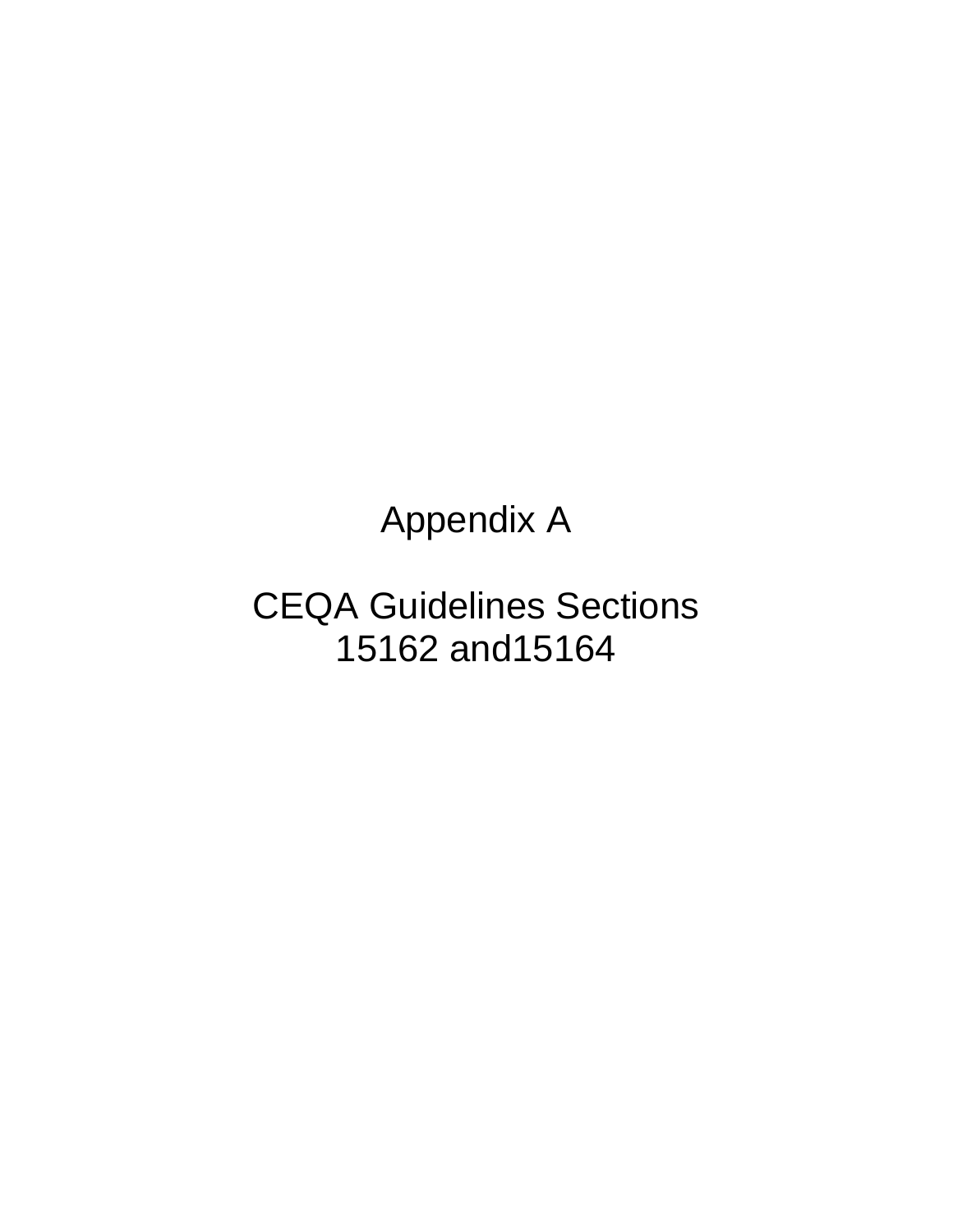# Appendix A

# CEQA Guidelines Sections 15162 and15164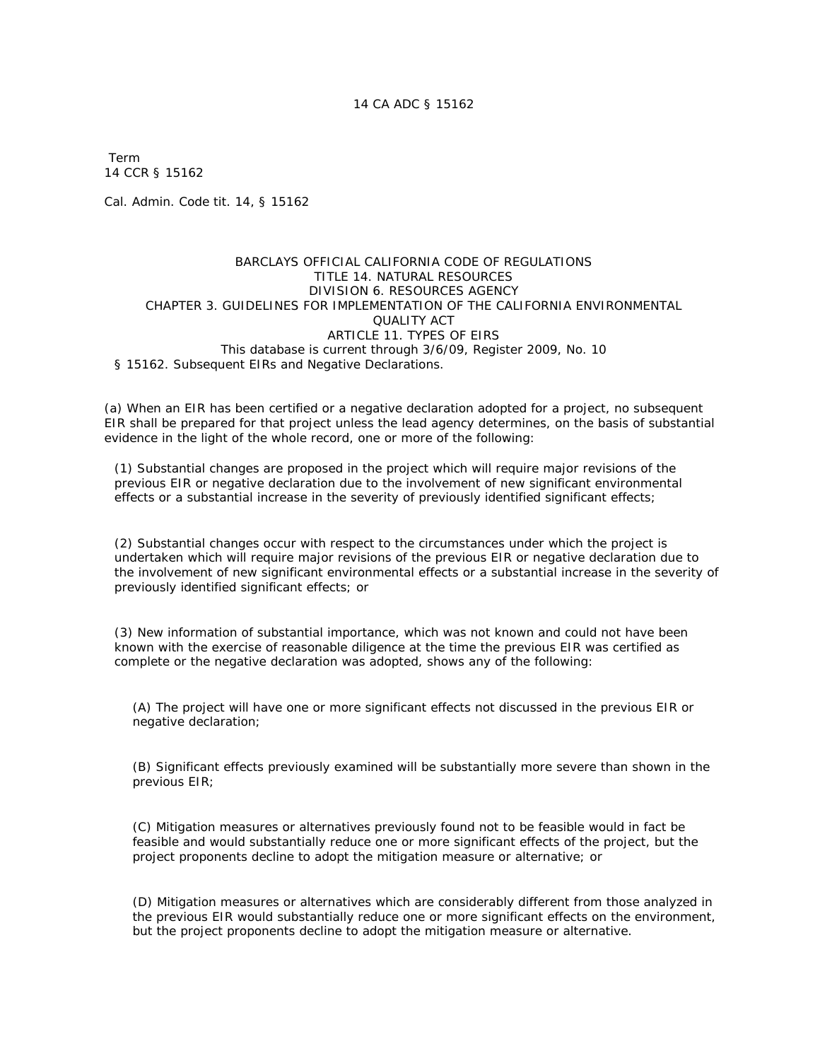14 CA ADC § 15162

Term
14 CCR § 15162

Cal. Admin. Code tit. 14, § 15162

BARCLAYS OFFICIAL CALIFORNIA CODE OF REGULATIONS
TITLE 14. NATURAL RESOURCES
DIVISION 6. RESOURCES AGENCY
CHAPTER 3. GUIDELINES FOR IMPLEMENTATION OF THE CALIFORNIA ENVIRONMENTAL QUALITY ACT
ARTICLE 11. TYPES OF EIRS
This database is current through 3/6/09, Register 2009, No. 10

§ 15162. Subsequent EIRs and Negative Declarations.

(a) When an EIR has been certified or a negative declaration adopted for a project, no subsequent EIR shall be prepared for that project unless the lead agency determines, on the basis of substantial evidence in the light of the whole record, one or more of the following:

(1) Substantial changes are proposed in the project which will require major revisions of the previous EIR or negative declaration due to the involvement of new significant environmental effects or a substantial increase in the severity of previously identified significant effects;

(2) Substantial changes occur with respect to the circumstances under which the project is undertaken which will require major revisions of the previous EIR or negative declaration due to the involvement of new significant environmental effects or a substantial increase in the severity of previously identified significant effects; or

(3) New information of substantial importance, which was not known and could not have been known with the exercise of reasonable diligence at the time the previous EIR was certified as complete or the negative declaration was adopted, shows any of the following:

(A) The project will have one or more significant effects not discussed in the previous EIR or negative declaration;

(B) Significant effects previously examined will be substantially more severe than shown in the previous EIR;

(C) Mitigation measures or alternatives previously found not to be feasible would in fact be feasible and would substantially reduce one or more significant effects of the project, but the project proponents decline to adopt the mitigation measure or alternative; or

(D) Mitigation measures or alternatives which are considerably different from those analyzed in the previous EIR would substantially reduce one or more significant effects on the environment, but the project proponents decline to adopt the mitigation measure or alternative.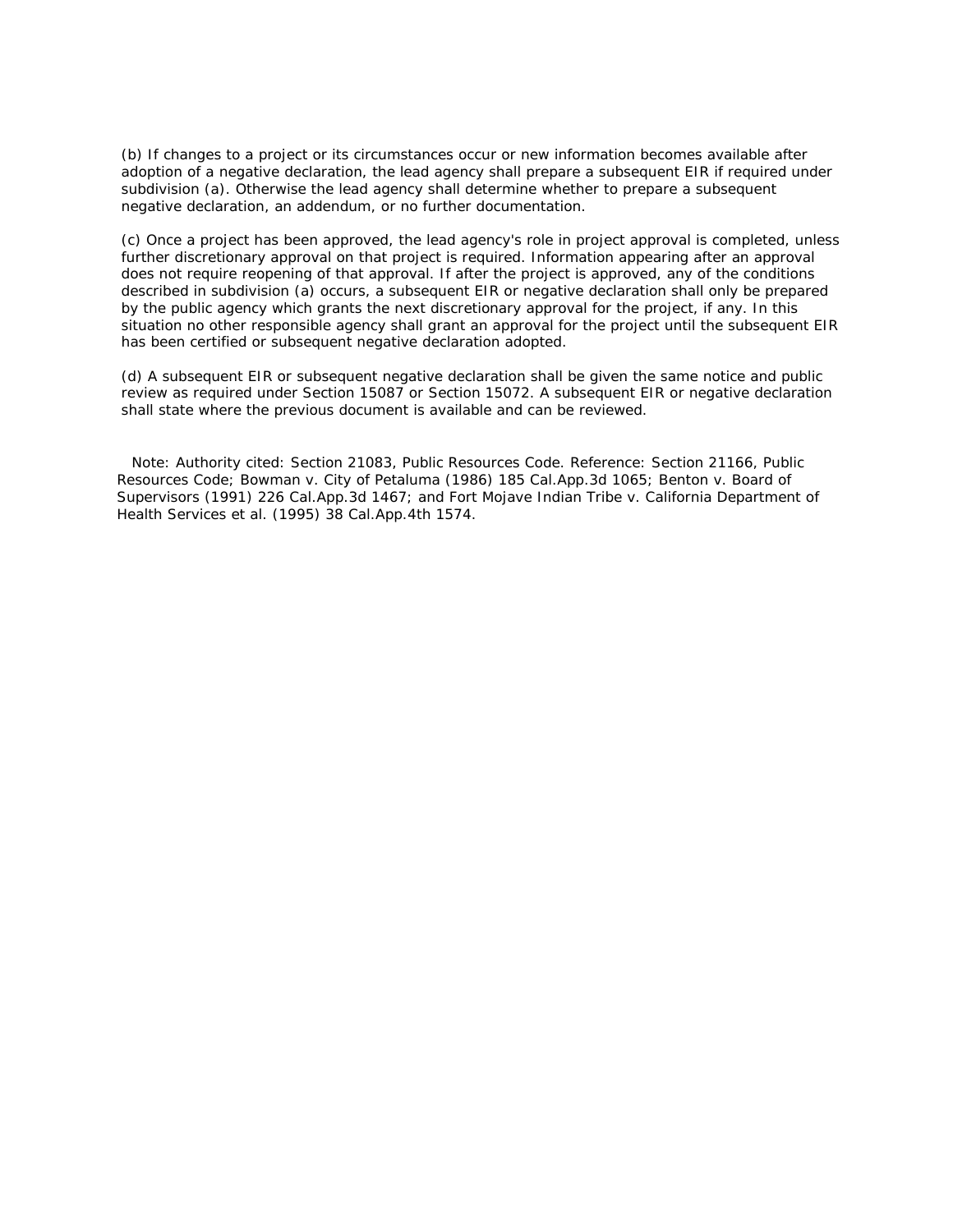(b) If changes to a project or its circumstances occur or new information becomes available after adoption of a negative declaration, the lead agency shall prepare a subsequent EIR if required under subdivision (a). Otherwise the lead agency shall determine whether to prepare a subsequent negative declaration, an addendum, or no further documentation.

(c) Once a project has been approved, the lead agency's role in project approval is completed, unless further discretionary approval on that project is required. Information appearing after an approval does not require reopening of that approval. If after the project is approved, any of the conditions described in subdivision (a) occurs, a subsequent EIR or negative declaration shall only be prepared by the public agency which grants the next discretionary approval for the project, if any. In this situation no other responsible agency shall grant an approval for the project until the subsequent EIR has been certified or subsequent negative declaration adopted.

(d) A subsequent EIR or subsequent negative declaration shall be given the same notice and public review as required under Section 15087 or Section 15072. A subsequent EIR or negative declaration shall state where the previous document is available and can be reviewed.

Note: Authority cited: Section 21083, Public Resources Code. Reference: Section 21166, Public Resources Code; Bowman v. City of Petaluma (1986) 185 Cal.App.3d 1065; Benton v. Board of Supervisors (1991) 226 Cal.App.3d 1467; and Fort Mojave Indian Tribe v. California Department of Health Services et al. (1995) 38 Cal.App.4th 1574.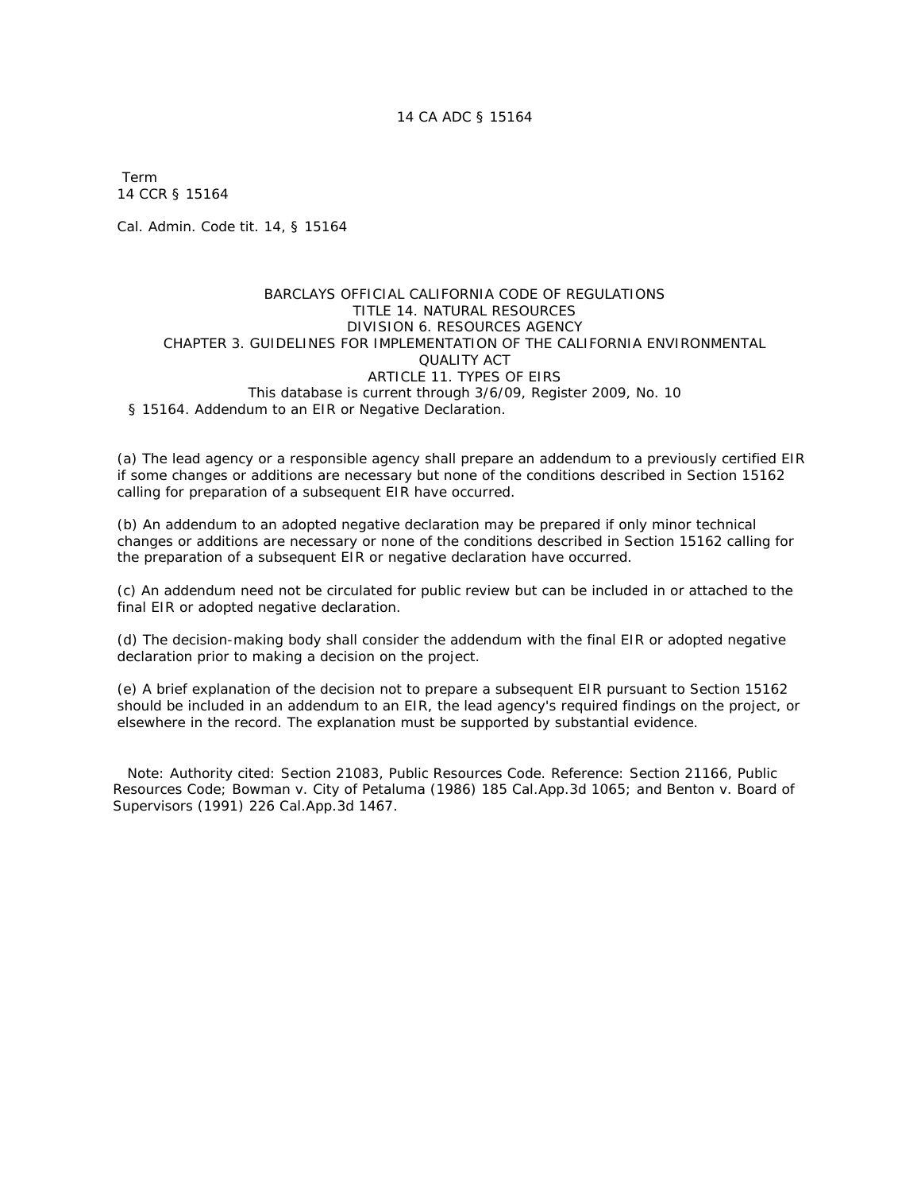14 CA ADC § 15164

Term
14 CCR § 15164

Cal. Admin. Code tit. 14, § 15164

BARCLAYS OFFICIAL CALIFORNIA CODE OF REGULATIONS
TITLE 14. NATURAL RESOURCES
DIVISION 6. RESOURCES AGENCY
CHAPTER 3. GUIDELINES FOR IMPLEMENTATION OF THE CALIFORNIA ENVIRONMENTAL QUALITY ACT
ARTICLE 11. TYPES OF EIRS
This database is current through 3/6/09, Register 2009, No. 10

§ 15164. Addendum to an EIR or Negative Declaration.

(a) The lead agency or a responsible agency shall prepare an addendum to a previously certified EIR if some changes or additions are necessary but none of the conditions described in Section 15162 calling for preparation of a subsequent EIR have occurred.

(b) An addendum to an adopted negative declaration may be prepared if only minor technical changes or additions are necessary or none of the conditions described in Section 15162 calling for the preparation of a subsequent EIR or negative declaration have occurred.

(c) An addendum need not be circulated for public review but can be included in or attached to the final EIR or adopted negative declaration.

(d) The decision-making body shall consider the addendum with the final EIR or adopted negative declaration prior to making a decision on the project.

(e) A brief explanation of the decision not to prepare a subsequent EIR pursuant to Section 15162 should be included in an addendum to an EIR, the lead agency's required findings on the project, or elsewhere in the record. The explanation must be supported by substantial evidence.

Note: Authority cited: Section 21083, Public Resources Code. Reference: Section 21166, Public Resources Code; Bowman v. City of Petaluma (1986) 185 Cal.App.3d 1065; and Benton v. Board of Supervisors (1991) 226 Cal.App.3d 1467.